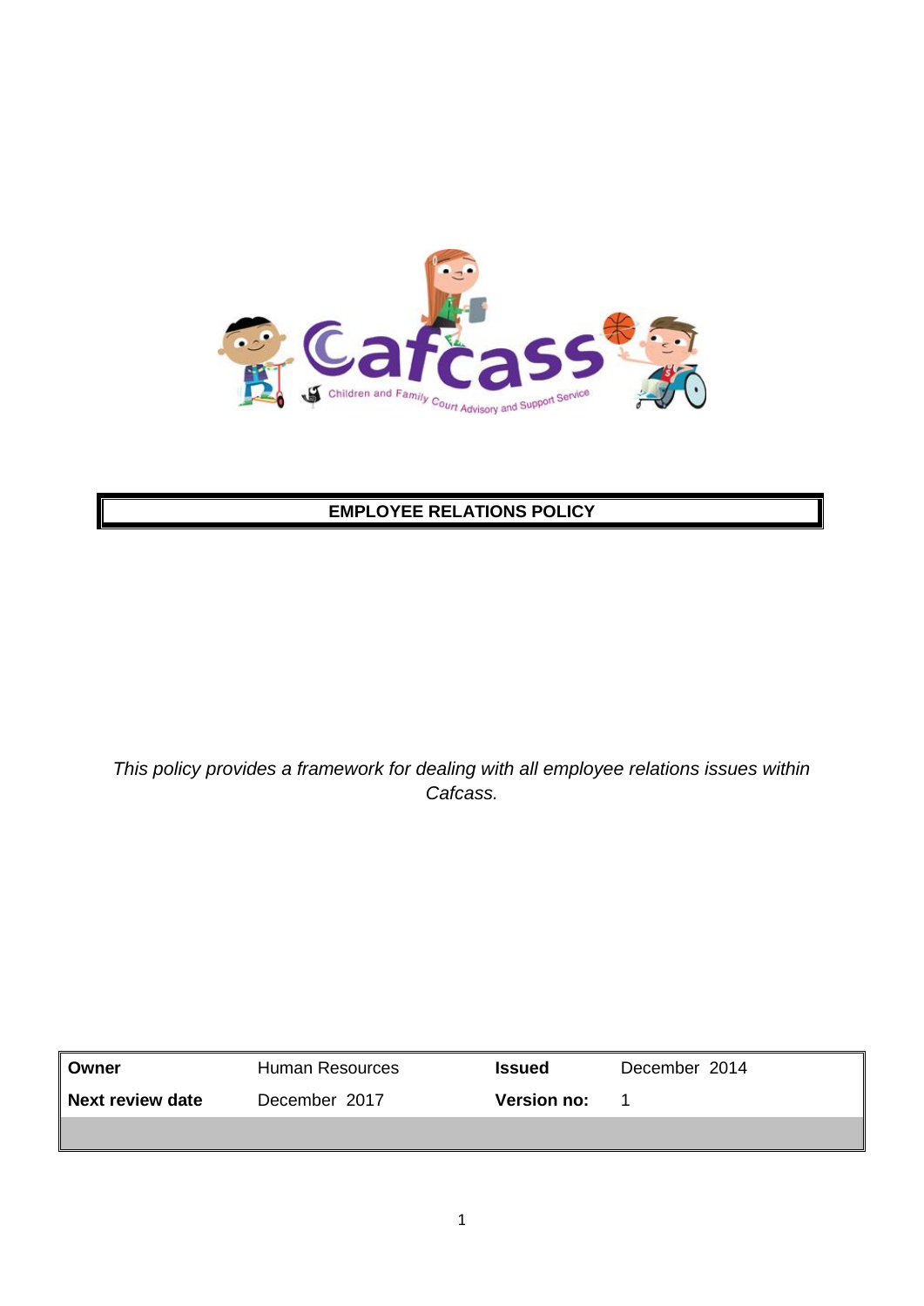# EMPLOYEE RELATIONS POLICY

*This policy provides a framework for dealing with all employee relations issues within Cafcass.*

| **Owner** | Human Resources | **Issued** | December 2014 |
|---|---|---|---|
| **Next review date** | December 2017 | **Version no:** | 1 |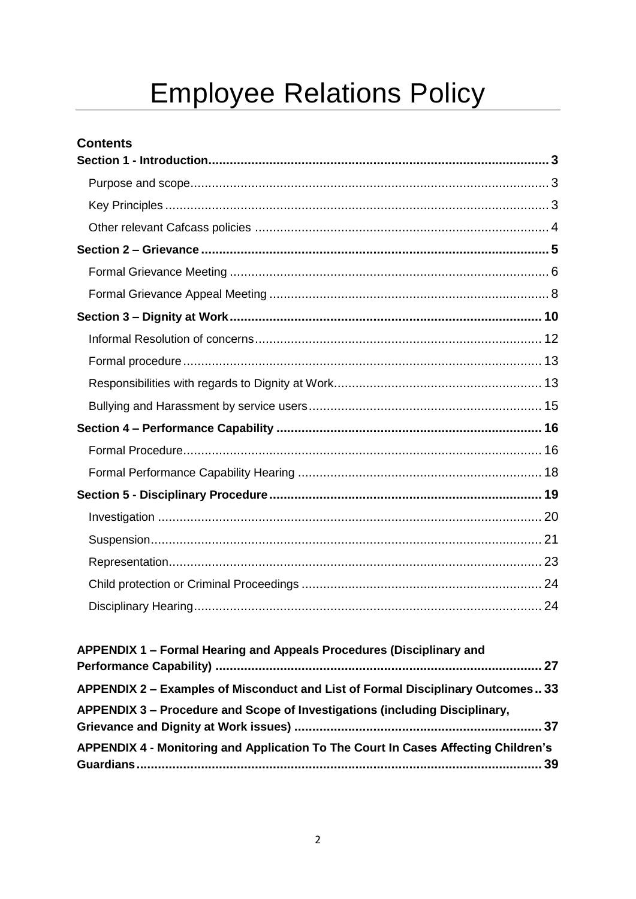# Employee Relations Policy

## Contents

**Section 1 - Introduction ... 3**

- Purpose and scope ... 3
- Key Principles ... 3
- Other relevant Cafcass policies ... 4

**Section 2 – Grievance ... 5**

- Formal Grievance Meeting ... 6
- Formal Grievance Appeal Meeting ... 8

**Section 3 – Dignity at Work ... 10**

- Informal Resolution of concerns ... 12
- Formal procedure ... 13
- Responsibilities with regards to Dignity at Work ... 13
- Bullying and Harassment by service users ... 15

**Section 4 – Performance Capability ... 16**

- Formal Procedure ... 16
- Formal Performance Capability Hearing ... 18

**Section 5 - Disciplinary Procedure ... 19**

- Investigation ... 20
- Suspension ... 21
- Representation ... 23
- Child protection or Criminal Proceedings ... 24
- Disciplinary Hearing ... 24

**APPENDIX 1 – Formal Hearing and Appeals Procedures (Disciplinary and Performance Capability) ... 27**

**APPENDIX 2 – Examples of Misconduct and List of Formal Disciplinary Outcomes ... 33**

**APPENDIX 3 – Procedure and Scope of Investigations (including Disciplinary, Grievance and Dignity at Work issues) ... 37**

**APPENDIX 4 - Monitoring and Application To The Court In Cases Affecting Children's Guardians ... 39**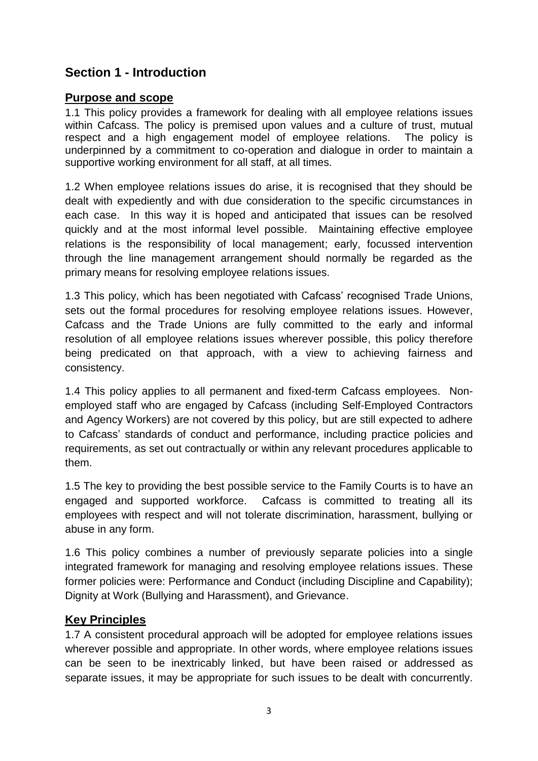## Section 1 - Introduction

### Purpose and scope

1.1 This policy provides a framework for dealing with all employee relations issues within Cafcass. The policy is premised upon values and a culture of trust, mutual respect and a high engagement model of employee relations. The policy is underpinned by a commitment to co-operation and dialogue in order to maintain a supportive working environment for all staff, at all times.

1.2 When employee relations issues do arise, it is recognised that they should be dealt with expediently and with due consideration to the specific circumstances in each case. In this way it is hoped and anticipated that issues can be resolved quickly and at the most informal level possible. Maintaining effective employee relations is the responsibility of local management; early, focussed intervention through the line management arrangement should normally be regarded as the primary means for resolving employee relations issues.

1.3 This policy, which has been negotiated with Cafcass' recognised Trade Unions, sets out the formal procedures for resolving employee relations issues. However, Cafcass and the Trade Unions are fully committed to the early and informal resolution of all employee relations issues wherever possible, this policy therefore being predicated on that approach, with a view to achieving fairness and consistency.

1.4 This policy applies to all permanent and fixed-term Cafcass employees. Non-employed staff who are engaged by Cafcass (including Self-Employed Contractors and Agency Workers) are not covered by this policy, but are still expected to adhere to Cafcass' standards of conduct and performance, including practice policies and requirements, as set out contractually or within any relevant procedures applicable to them.

1.5 The key to providing the best possible service to the Family Courts is to have an engaged and supported workforce. Cafcass is committed to treating all its employees with respect and will not tolerate discrimination, harassment, bullying or abuse in any form.

1.6 This policy combines a number of previously separate policies into a single integrated framework for managing and resolving employee relations issues. These former policies were: Performance and Conduct (including Discipline and Capability); Dignity at Work (Bullying and Harassment), and Grievance.

### Key Principles

1.7 A consistent procedural approach will be adopted for employee relations issues wherever possible and appropriate. In other words, where employee relations issues can be seen to be inextricably linked, but have been raised or addressed as separate issues, it may be appropriate for such issues to be dealt with concurrently.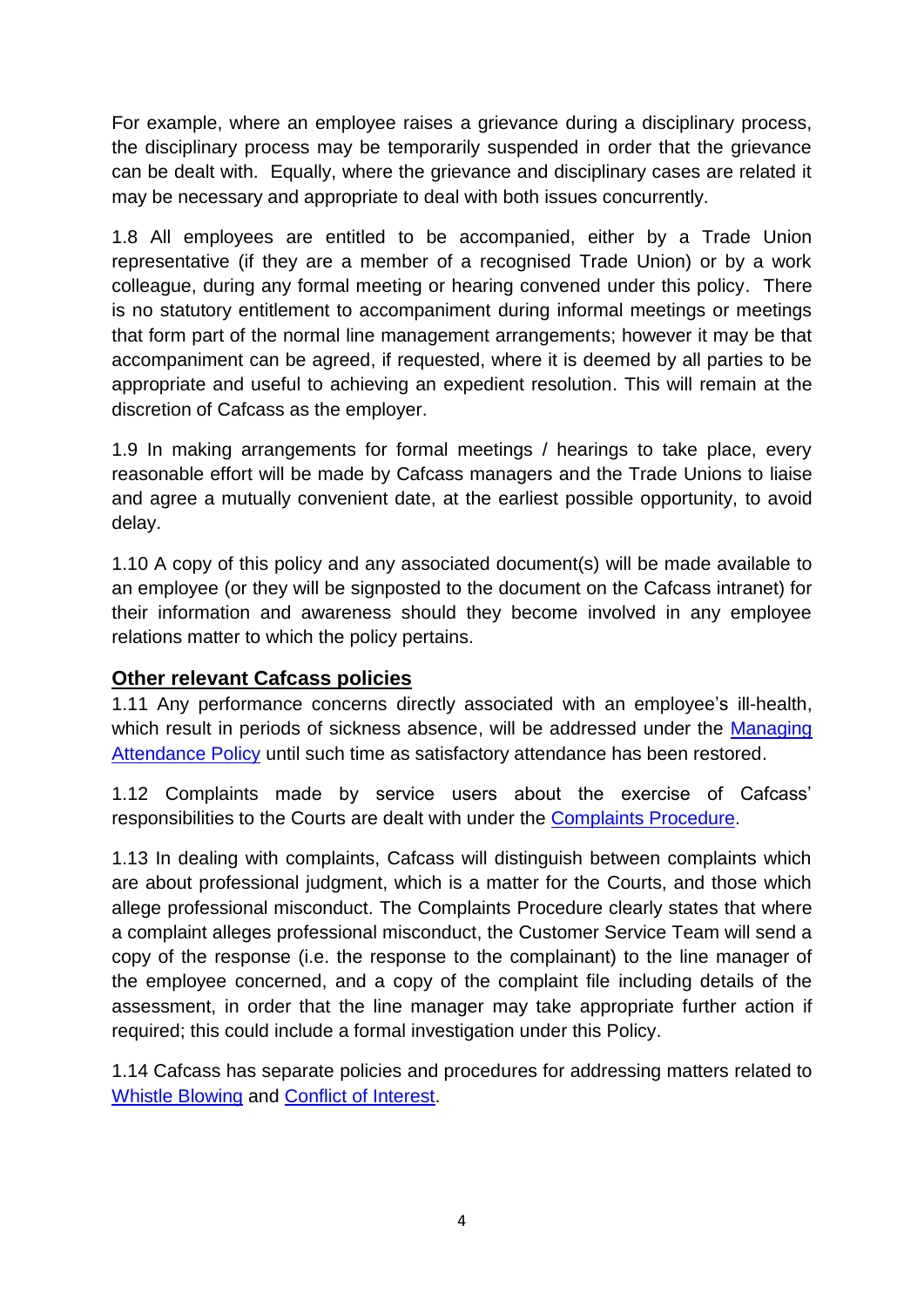For example, where an employee raises a grievance during a disciplinary process, the disciplinary process may be temporarily suspended in order that the grievance can be dealt with. Equally, where the grievance and disciplinary cases are related it may be necessary and appropriate to deal with both issues concurrently.

1.8 All employees are entitled to be accompanied, either by a Trade Union representative (if they are a member of a recognised Trade Union) or by a work colleague, during any formal meeting or hearing convened under this policy. There is no statutory entitlement to accompaniment during informal meetings or meetings that form part of the normal line management arrangements; however it may be that accompaniment can be agreed, if requested, where it is deemed by all parties to be appropriate and useful to achieving an expedient resolution. This will remain at the discretion of Cafcass as the employer.

1.9 In making arrangements for formal meetings / hearings to take place, every reasonable effort will be made by Cafcass managers and the Trade Unions to liaise and agree a mutually convenient date, at the earliest possible opportunity, to avoid delay.

1.10 A copy of this policy and any associated document(s) will be made available to an employee (or they will be signposted to the document on the Cafcass intranet) for their information and awareness should they become involved in any employee relations matter to which the policy pertains.

## Other relevant Cafcass policies

1.11 Any performance concerns directly associated with an employee's ill-health, which result in periods of sickness absence, will be addressed under the Managing Attendance Policy until such time as satisfactory attendance has been restored.

1.12 Complaints made by service users about the exercise of Cafcass' responsibilities to the Courts are dealt with under the Complaints Procedure.

1.13 In dealing with complaints, Cafcass will distinguish between complaints which are about professional judgment, which is a matter for the Courts, and those which allege professional misconduct. The Complaints Procedure clearly states that where a complaint alleges professional misconduct, the Customer Service Team will send a copy of the response (i.e. the response to the complainant) to the line manager of the employee concerned, and a copy of the complaint file including details of the assessment, in order that the line manager may take appropriate further action if required; this could include a formal investigation under this Policy.

1.14 Cafcass has separate policies and procedures for addressing matters related to Whistle Blowing and Conflict of Interest.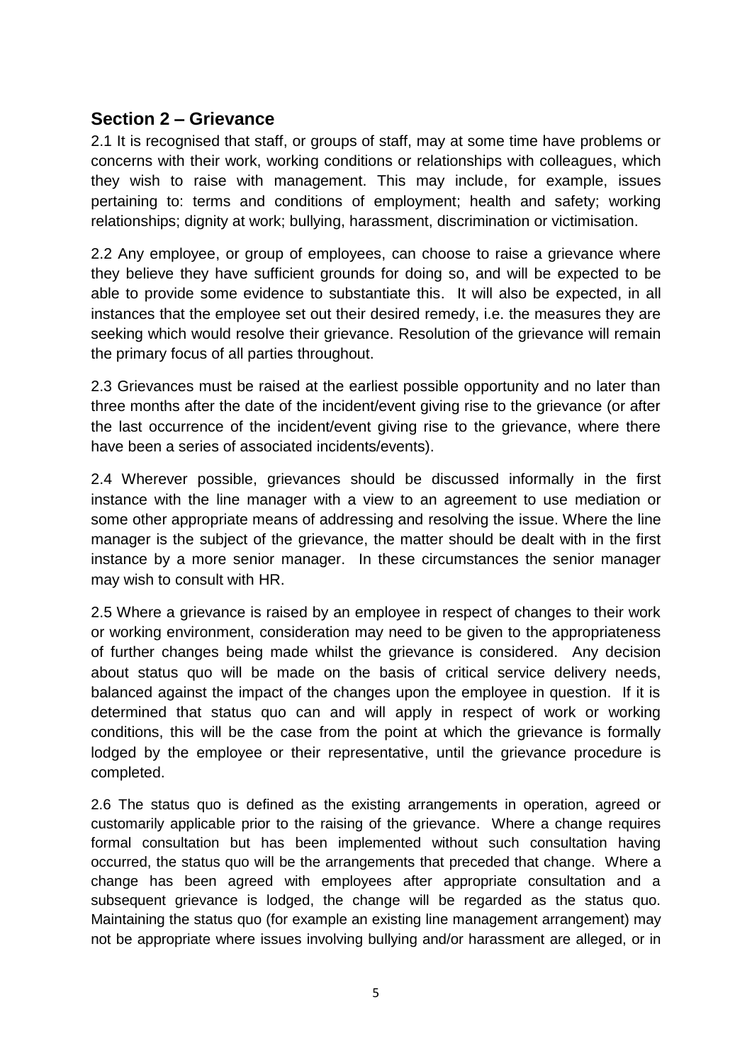## Section 2 – Grievance

2.1 It is recognised that staff, or groups of staff, may at some time have problems or concerns with their work, working conditions or relationships with colleagues, which they wish to raise with management. This may include, for example, issues pertaining to: terms and conditions of employment; health and safety; working relationships; dignity at work; bullying, harassment, discrimination or victimisation.

2.2 Any employee, or group of employees, can choose to raise a grievance where they believe they have sufficient grounds for doing so, and will be expected to be able to provide some evidence to substantiate this. It will also be expected, in all instances that the employee set out their desired remedy, i.e. the measures they are seeking which would resolve their grievance. Resolution of the grievance will remain the primary focus of all parties throughout.

2.3 Grievances must be raised at the earliest possible opportunity and no later than three months after the date of the incident/event giving rise to the grievance (or after the last occurrence of the incident/event giving rise to the grievance, where there have been a series of associated incidents/events).

2.4 Wherever possible, grievances should be discussed informally in the first instance with the line manager with a view to an agreement to use mediation or some other appropriate means of addressing and resolving the issue. Where the line manager is the subject of the grievance, the matter should be dealt with in the first instance by a more senior manager. In these circumstances the senior manager may wish to consult with HR.

2.5 Where a grievance is raised by an employee in respect of changes to their work or working environment, consideration may need to be given to the appropriateness of further changes being made whilst the grievance is considered. Any decision about status quo will be made on the basis of critical service delivery needs, balanced against the impact of the changes upon the employee in question. If it is determined that status quo can and will apply in respect of work or working conditions, this will be the case from the point at which the grievance is formally lodged by the employee or their representative, until the grievance procedure is completed.

2.6 The status quo is defined as the existing arrangements in operation, agreed or customarily applicable prior to the raising of the grievance. Where a change requires formal consultation but has been implemented without such consultation having occurred, the status quo will be the arrangements that preceded that change. Where a change has been agreed with employees after appropriate consultation and a subsequent grievance is lodged, the change will be regarded as the status quo. Maintaining the status quo (for example an existing line management arrangement) may not be appropriate where issues involving bullying and/or harassment are alleged, or in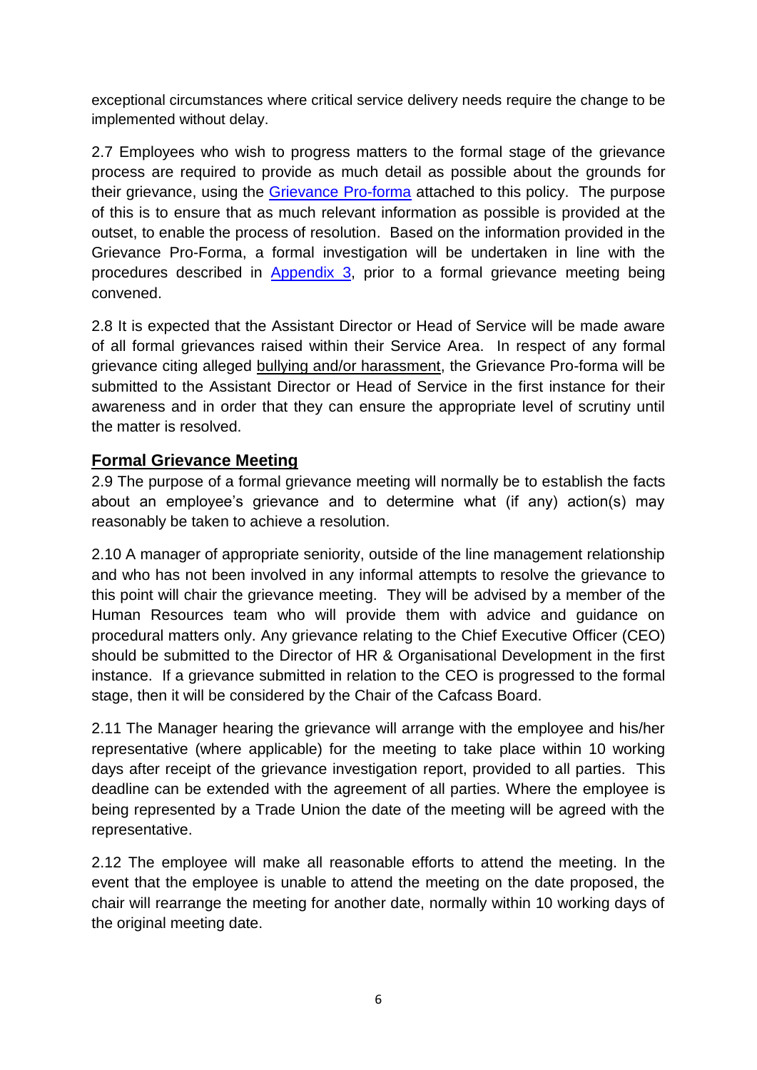exceptional circumstances where critical service delivery needs require the change to be implemented without delay.

2.7 Employees who wish to progress matters to the formal stage of the grievance process are required to provide as much detail as possible about the grounds for their grievance, using the Grievance Pro-forma attached to this policy. The purpose of this is to ensure that as much relevant information as possible is provided at the outset, to enable the process of resolution. Based on the information provided in the Grievance Pro-Forma, a formal investigation will be undertaken in line with the procedures described in Appendix 3, prior to a formal grievance meeting being convened.

2.8 It is expected that the Assistant Director or Head of Service will be made aware of all formal grievances raised within their Service Area. In respect of any formal grievance citing alleged bullying and/or harassment, the Grievance Pro-forma will be submitted to the Assistant Director or Head of Service in the first instance for their awareness and in order that they can ensure the appropriate level of scrutiny until the matter is resolved.

## Formal Grievance Meeting

2.9 The purpose of a formal grievance meeting will normally be to establish the facts about an employee's grievance and to determine what (if any) action(s) may reasonably be taken to achieve a resolution.

2.10 A manager of appropriate seniority, outside of the line management relationship and who has not been involved in any informal attempts to resolve the grievance to this point will chair the grievance meeting. They will be advised by a member of the Human Resources team who will provide them with advice and guidance on procedural matters only. Any grievance relating to the Chief Executive Officer (CEO) should be submitted to the Director of HR & Organisational Development in the first instance. If a grievance submitted in relation to the CEO is progressed to the formal stage, then it will be considered by the Chair of the Cafcass Board.

2.11 The Manager hearing the grievance will arrange with the employee and his/her representative (where applicable) for the meeting to take place within 10 working days after receipt of the grievance investigation report, provided to all parties. This deadline can be extended with the agreement of all parties. Where the employee is being represented by a Trade Union the date of the meeting will be agreed with the representative.

2.12 The employee will make all reasonable efforts to attend the meeting. In the event that the employee is unable to attend the meeting on the date proposed, the chair will rearrange the meeting for another date, normally within 10 working days of the original meeting date.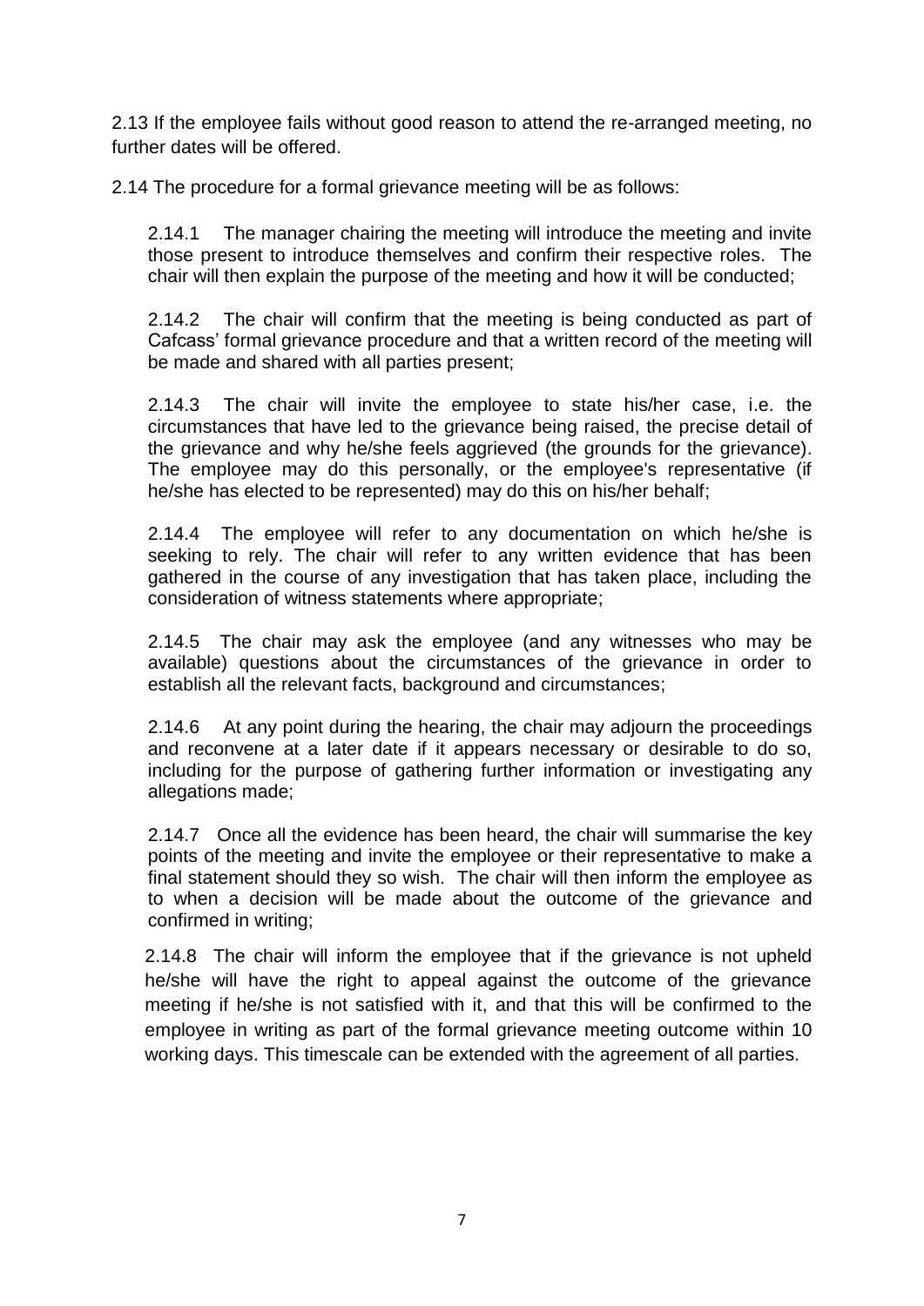2.13 If the employee fails without good reason to attend the re-arranged meeting, no further dates will be offered.

2.14 The procedure for a formal grievance meeting will be as follows:

2.14.1 The manager chairing the meeting will introduce the meeting and invite those present to introduce themselves and confirm their respective roles. The chair will then explain the purpose of the meeting and how it will be conducted;

2.14.2 The chair will confirm that the meeting is being conducted as part of Cafcass' formal grievance procedure and that a written record of the meeting will be made and shared with all parties present;

2.14.3 The chair will invite the employee to state his/her case, i.e. the circumstances that have led to the grievance being raised, the precise detail of the grievance and why he/she feels aggrieved (the grounds for the grievance). The employee may do this personally, or the employee's representative (if he/she has elected to be represented) may do this on his/her behalf;

2.14.4 The employee will refer to any documentation on which he/she is seeking to rely. The chair will refer to any written evidence that has been gathered in the course of any investigation that has taken place, including the consideration of witness statements where appropriate;

2.14.5 The chair may ask the employee (and any witnesses who may be available) questions about the circumstances of the grievance in order to establish all the relevant facts, background and circumstances;

2.14.6 At any point during the hearing, the chair may adjourn the proceedings and reconvene at a later date if it appears necessary or desirable to do so, including for the purpose of gathering further information or investigating any allegations made;

2.14.7 Once all the evidence has been heard, the chair will summarise the key points of the meeting and invite the employee or their representative to make a final statement should they so wish. The chair will then inform the employee as to when a decision will be made about the outcome of the grievance and confirmed in writing;

2.14.8 The chair will inform the employee that if the grievance is not upheld he/she will have the right to appeal against the outcome of the grievance meeting if he/she is not satisfied with it, and that this will be confirmed to the employee in writing as part of the formal grievance meeting outcome within 10 working days. This timescale can be extended with the agreement of all parties.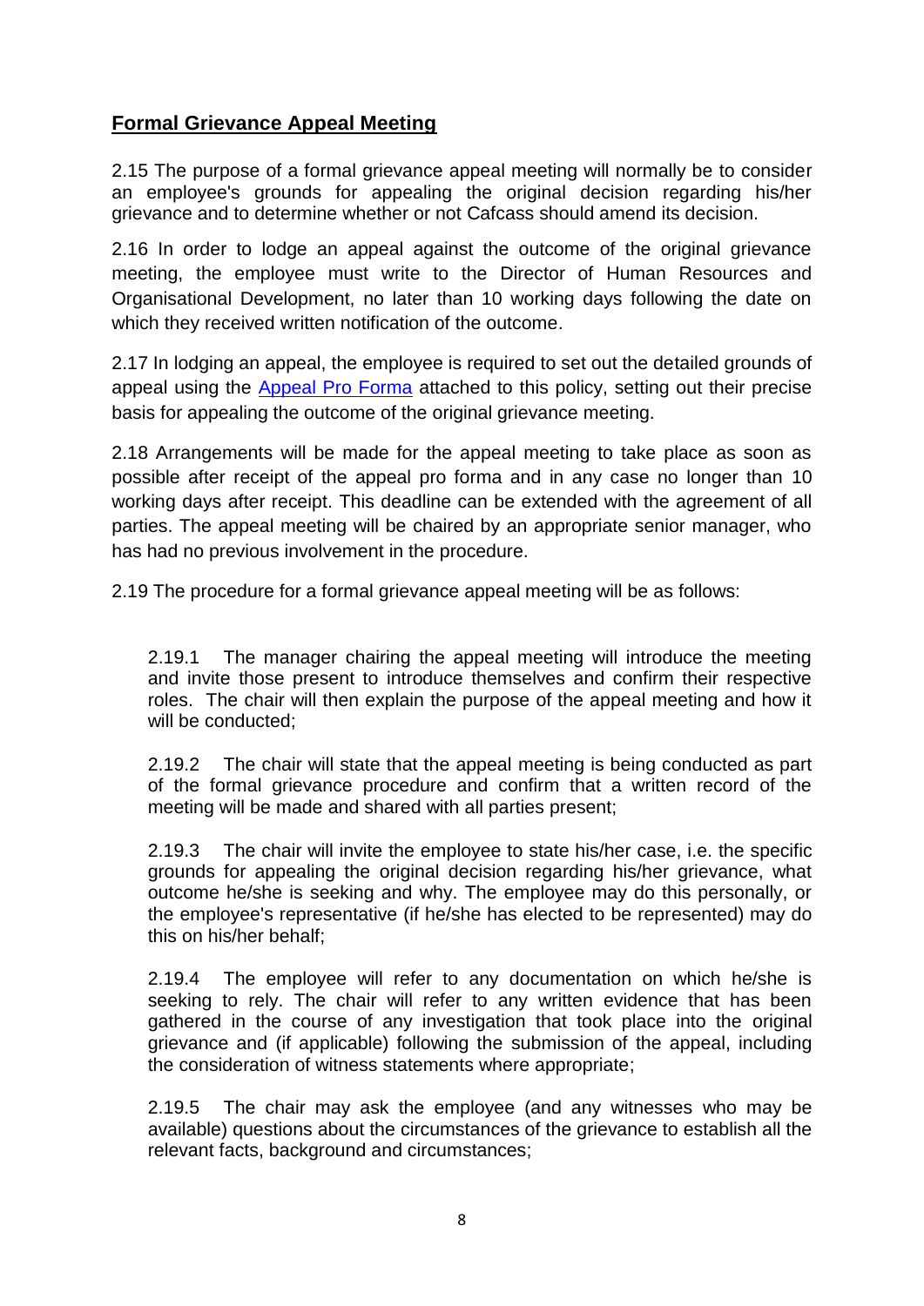## **Formal Grievance Appeal Meeting**

2.15 The purpose of a formal grievance appeal meeting will normally be to consider an employee's grounds for appealing the original decision regarding his/her grievance and to determine whether or not Cafcass should amend its decision.

2.16 In order to lodge an appeal against the outcome of the original grievance meeting, the employee must write to the Director of Human Resources and Organisational Development, no later than 10 working days following the date on which they received written notification of the outcome.

2.17 In lodging an appeal, the employee is required to set out the detailed grounds of appeal using the Appeal Pro Forma attached to this policy, setting out their precise basis for appealing the outcome of the original grievance meeting.

2.18 Arrangements will be made for the appeal meeting to take place as soon as possible after receipt of the appeal pro forma and in any case no longer than 10 working days after receipt. This deadline can be extended with the agreement of all parties. The appeal meeting will be chaired by an appropriate senior manager, who has had no previous involvement in the procedure.

2.19 The procedure for a formal grievance appeal meeting will be as follows:

2.19.1 The manager chairing the appeal meeting will introduce the meeting and invite those present to introduce themselves and confirm their respective roles. The chair will then explain the purpose of the appeal meeting and how it will be conducted;

2.19.2 The chair will state that the appeal meeting is being conducted as part of the formal grievance procedure and confirm that a written record of the meeting will be made and shared with all parties present;

2.19.3 The chair will invite the employee to state his/her case, i.e. the specific grounds for appealing the original decision regarding his/her grievance, what outcome he/she is seeking and why. The employee may do this personally, or the employee's representative (if he/she has elected to be represented) may do this on his/her behalf;

2.19.4 The employee will refer to any documentation on which he/she is seeking to rely. The chair will refer to any written evidence that has been gathered in the course of any investigation that took place into the original grievance and (if applicable) following the submission of the appeal, including the consideration of witness statements where appropriate;

2.19.5 The chair may ask the employee (and any witnesses who may be available) questions about the circumstances of the grievance to establish all the relevant facts, background and circumstances;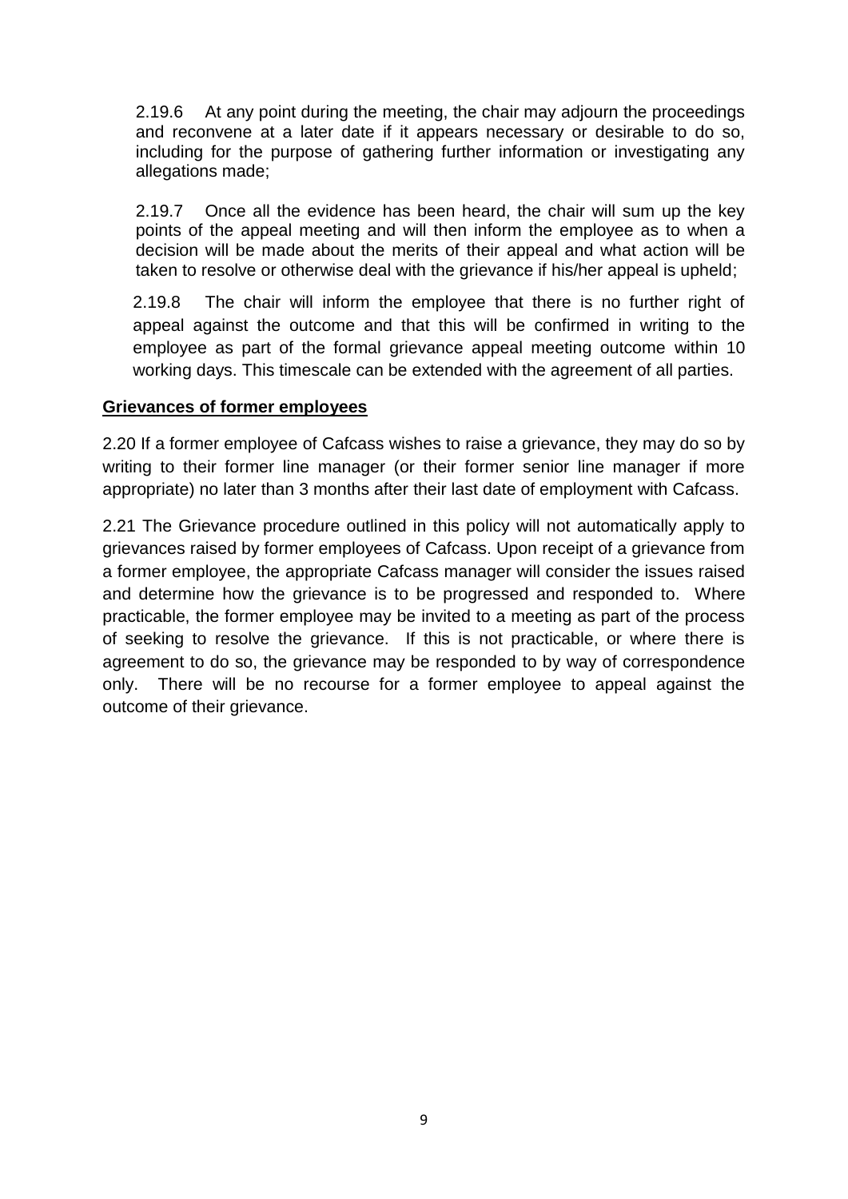2.19.6 At any point during the meeting, the chair may adjourn the proceedings and reconvene at a later date if it appears necessary or desirable to do so, including for the purpose of gathering further information or investigating any allegations made;

2.19.7 Once all the evidence has been heard, the chair will sum up the key points of the appeal meeting and will then inform the employee as to when a decision will be made about the merits of their appeal and what action will be taken to resolve or otherwise deal with the grievance if his/her appeal is upheld;

2.19.8 The chair will inform the employee that there is no further right of appeal against the outcome and that this will be confirmed in writing to the employee as part of the formal grievance appeal meeting outcome within 10 working days. This timescale can be extended with the agreement of all parties.

**Grievances of former employees**

2.20 If a former employee of Cafcass wishes to raise a grievance, they may do so by writing to their former line manager (or their former senior line manager if more appropriate) no later than 3 months after their last date of employment with Cafcass.

2.21 The Grievance procedure outlined in this policy will not automatically apply to grievances raised by former employees of Cafcass. Upon receipt of a grievance from a former employee, the appropriate Cafcass manager will consider the issues raised and determine how the grievance is to be progressed and responded to. Where practicable, the former employee may be invited to a meeting as part of the process of seeking to resolve the grievance. If this is not practicable, or where there is agreement to do so, the grievance may be responded to by way of correspondence only. There will be no recourse for a former employee to appeal against the outcome of their grievance.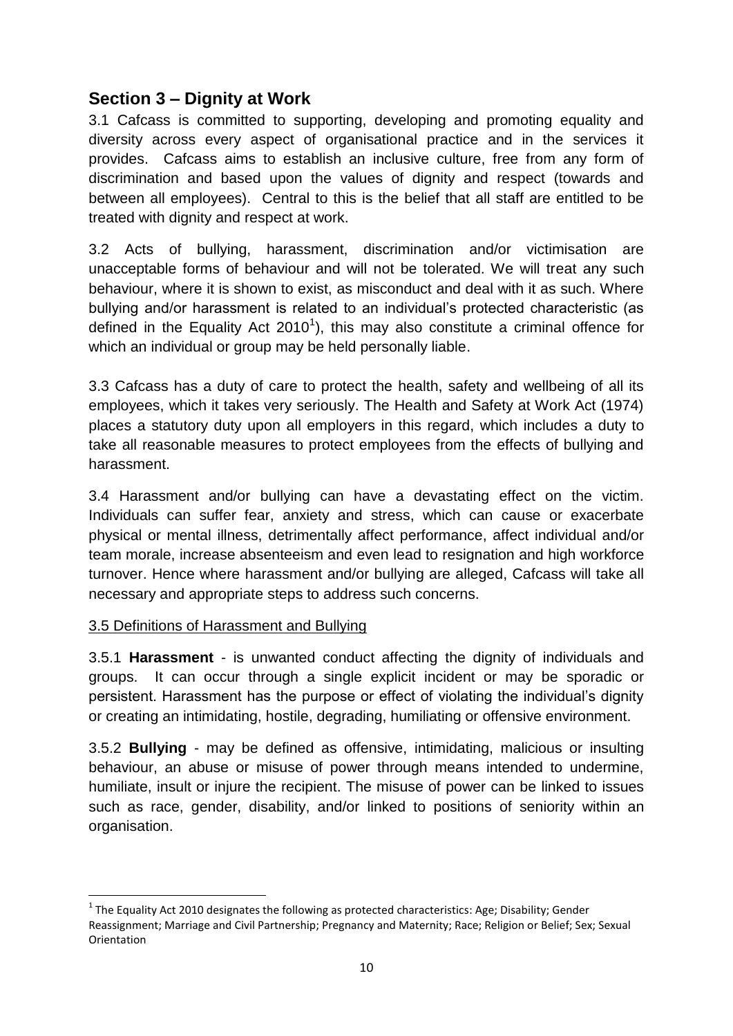## Section 3 – Dignity at Work

3.1 Cafcass is committed to supporting, developing and promoting equality and diversity across every aspect of organisational practice and in the services it provides. Cafcass aims to establish an inclusive culture, free from any form of discrimination and based upon the values of dignity and respect (towards and between all employees). Central to this is the belief that all staff are entitled to be treated with dignity and respect at work.

3.2 Acts of bullying, harassment, discrimination and/or victimisation are unacceptable forms of behaviour and will not be tolerated. We will treat any such behaviour, where it is shown to exist, as misconduct and deal with it as such. Where bullying and/or harassment is related to an individual's protected characteristic (as defined in the Equality Act 2010[1]), this may also constitute a criminal offence for which an individual or group may be held personally liable.

3.3 Cafcass has a duty of care to protect the health, safety and wellbeing of all its employees, which it takes very seriously. The Health and Safety at Work Act (1974) places a statutory duty upon all employers in this regard, which includes a duty to take all reasonable measures to protect employees from the effects of bullying and harassment.

3.4 Harassment and/or bullying can have a devastating effect on the victim. Individuals can suffer fear, anxiety and stress, which can cause or exacerbate physical or mental illness, detrimentally affect performance, affect individual and/or team morale, increase absenteeism and even lead to resignation and high workforce turnover. Hence where harassment and/or bullying are alleged, Cafcass will take all necessary and appropriate steps to address such concerns.

3.5 Definitions of Harassment and Bullying

3.5.1 **Harassment** - is unwanted conduct affecting the dignity of individuals and groups. It can occur through a single explicit incident or may be sporadic or persistent. Harassment has the purpose or effect of violating the individual's dignity or creating an intimidating, hostile, degrading, humiliating or offensive environment.

3.5.2 **Bullying** - may be defined as offensive, intimidating, malicious or insulting behaviour, an abuse or misuse of power through means intended to undermine, humiliate, insult or injure the recipient. The misuse of power can be linked to issues such as race, gender, disability, and/or linked to positions of seniority within an organisation.

[1] The Equality Act 2010 designates the following as protected characteristics: Age; Disability; Gender Reassignment; Marriage and Civil Partnership; Pregnancy and Maternity; Race; Religion or Belief; Sex; Sexual Orientation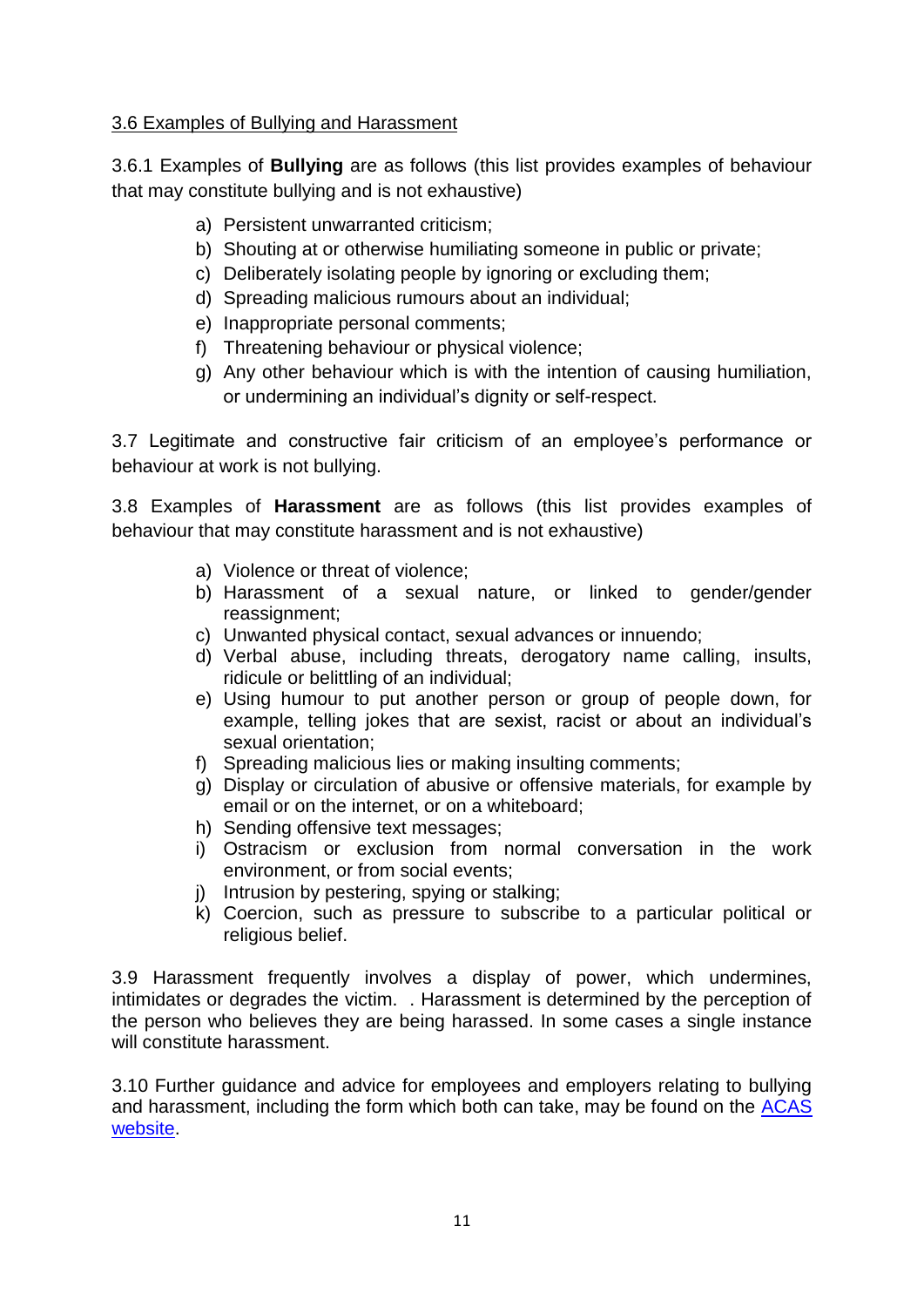### 3.6 Examples of Bullying and Harassment

3.6.1 Examples of **Bullying** are as follows (this list provides examples of behaviour that may constitute bullying and is not exhaustive)

a) Persistent unwarranted criticism;
b) Shouting at or otherwise humiliating someone in public or private;
c) Deliberately isolating people by ignoring or excluding them;
d) Spreading malicious rumours about an individual;
e) Inappropriate personal comments;
f) Threatening behaviour or physical violence;
g) Any other behaviour which is with the intention of causing humiliation, or undermining an individual's dignity or self-respect.

3.7 Legitimate and constructive fair criticism of an employee's performance or behaviour at work is not bullying.

3.8 Examples of **Harassment** are as follows (this list provides examples of behaviour that may constitute harassment and is not exhaustive)

a) Violence or threat of violence;
b) Harassment of a sexual nature, or linked to gender/gender reassignment;
c) Unwanted physical contact, sexual advances or innuendo;
d) Verbal abuse, including threats, derogatory name calling, insults, ridicule or belittling of an individual;
e) Using humour to put another person or group of people down, for example, telling jokes that are sexist, racist or about an individual's sexual orientation;
f) Spreading malicious lies or making insulting comments;
g) Display or circulation of abusive or offensive materials, for example by email or on the internet, or on a whiteboard;
h) Sending offensive text messages;
i) Ostracism or exclusion from normal conversation in the work environment, or from social events;
j) Intrusion by pestering, spying or stalking;
k) Coercion, such as pressure to subscribe to a particular political or religious belief.

3.9 Harassment frequently involves a display of power, which undermines, intimidates or degrades the victim. . Harassment is determined by the perception of the person who believes they are being harassed. In some cases a single instance will constitute harassment.

3.10 Further guidance and advice for employees and employers relating to bullying and harassment, including the form which both can take, may be found on the ACAS website.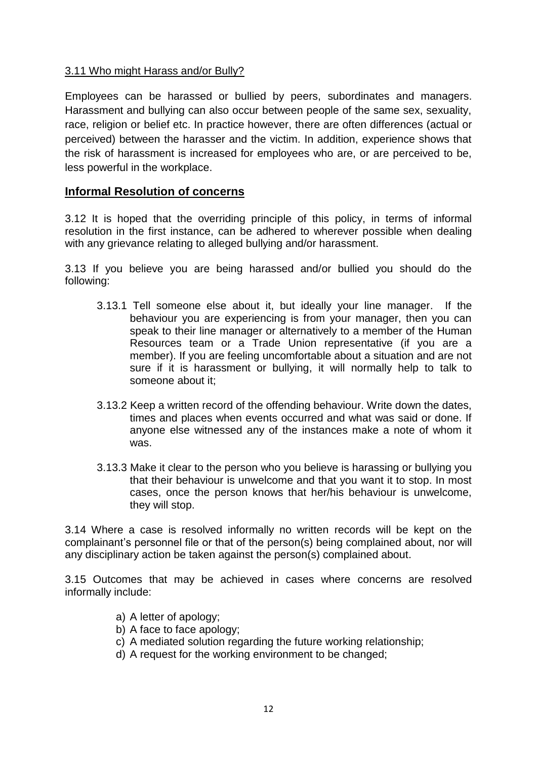3.11 Who might Harass and/or Bully?

Employees can be harassed or bullied by peers, subordinates and managers. Harassment and bullying can also occur between people of the same sex, sexuality, race, religion or belief etc. In practice however, there are often differences (actual or perceived) between the harasser and the victim. In addition, experience shows that the risk of harassment is increased for employees who are, or are perceived to be, less powerful in the workplace.

## Informal Resolution of concerns

3.12 It is hoped that the overriding principle of this policy, in terms of informal resolution in the first instance, can be adhered to wherever possible when dealing with any grievance relating to alleged bullying and/or harassment.

3.13 If you believe you are being harassed and/or bullied you should do the following:

- 3.13.1 Tell someone else about it, but ideally your line manager. If the behaviour you are experiencing is from your manager, then you can speak to their line manager or alternatively to a member of the Human Resources team or a Trade Union representative (if you are a member). If you are feeling uncomfortable about a situation and are not sure if it is harassment or bullying, it will normally help to talk to someone about it;

- 3.13.2 Keep a written record of the offending behaviour. Write down the dates, times and places when events occurred and what was said or done. If anyone else witnessed any of the instances make a note of whom it was.

- 3.13.3 Make it clear to the person who you believe is harassing or bullying you that their behaviour is unwelcome and that you want it to stop. In most cases, once the person knows that her/his behaviour is unwelcome, they will stop.

3.14 Where a case is resolved informally no written records will be kept on the complainant's personnel file or that of the person(s) being complained about, nor will any disciplinary action be taken against the person(s) complained about.

3.15 Outcomes that may be achieved in cases where concerns are resolved informally include:

a) A letter of apology;
b) A face to face apology;
c) A mediated solution regarding the future working relationship;
d) A request for the working environment to be changed;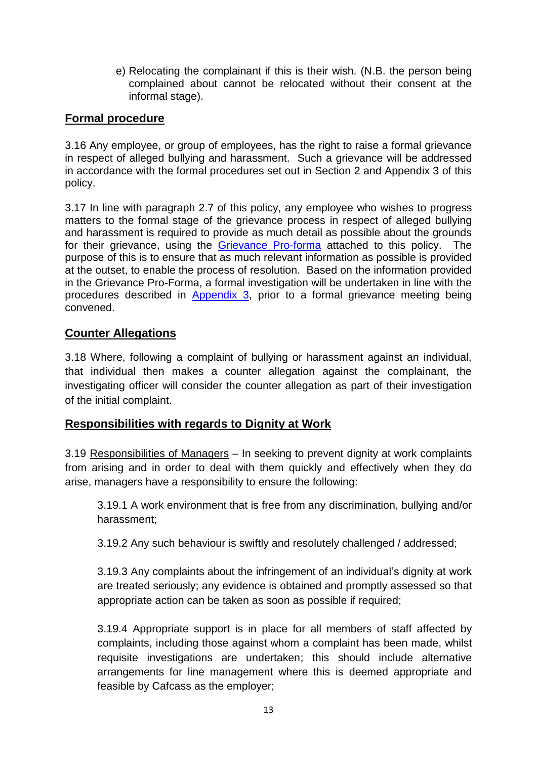e) Relocating the complainant if this is their wish. (N.B. the person being complained about cannot be relocated without their consent at the informal stage).

## Formal procedure

3.16 Any employee, or group of employees, has the right to raise a formal grievance in respect of alleged bullying and harassment. Such a grievance will be addressed in accordance with the formal procedures set out in Section 2 and Appendix 3 of this policy.

3.17 In line with paragraph 2.7 of this policy, any employee who wishes to progress matters to the formal stage of the grievance process in respect of alleged bullying and harassment is required to provide as much detail as possible about the grounds for their grievance, using the Grievance Pro-forma attached to this policy. The purpose of this is to ensure that as much relevant information as possible is provided at the outset, to enable the process of resolution. Based on the information provided in the Grievance Pro-Forma, a formal investigation will be undertaken in line with the procedures described in Appendix 3, prior to a formal grievance meeting being convened.

## Counter Allegations

3.18 Where, following a complaint of bullying or harassment against an individual, that individual then makes a counter allegation against the complainant, the investigating officer will consider the counter allegation as part of their investigation of the initial complaint.

## Responsibilities with regards to Dignity at Work

3.19 Responsibilities of Managers – In seeking to prevent dignity at work complaints from arising and in order to deal with them quickly and effectively when they do arise, managers have a responsibility to ensure the following:

3.19.1 A work environment that is free from any discrimination, bullying and/or harassment;

3.19.2 Any such behaviour is swiftly and resolutely challenged / addressed;

3.19.3 Any complaints about the infringement of an individual's dignity at work are treated seriously; any evidence is obtained and promptly assessed so that appropriate action can be taken as soon as possible if required;

3.19.4 Appropriate support is in place for all members of staff affected by complaints, including those against whom a complaint has been made, whilst requisite investigations are undertaken; this should include alternative arrangements for line management where this is deemed appropriate and feasible by Cafcass as the employer;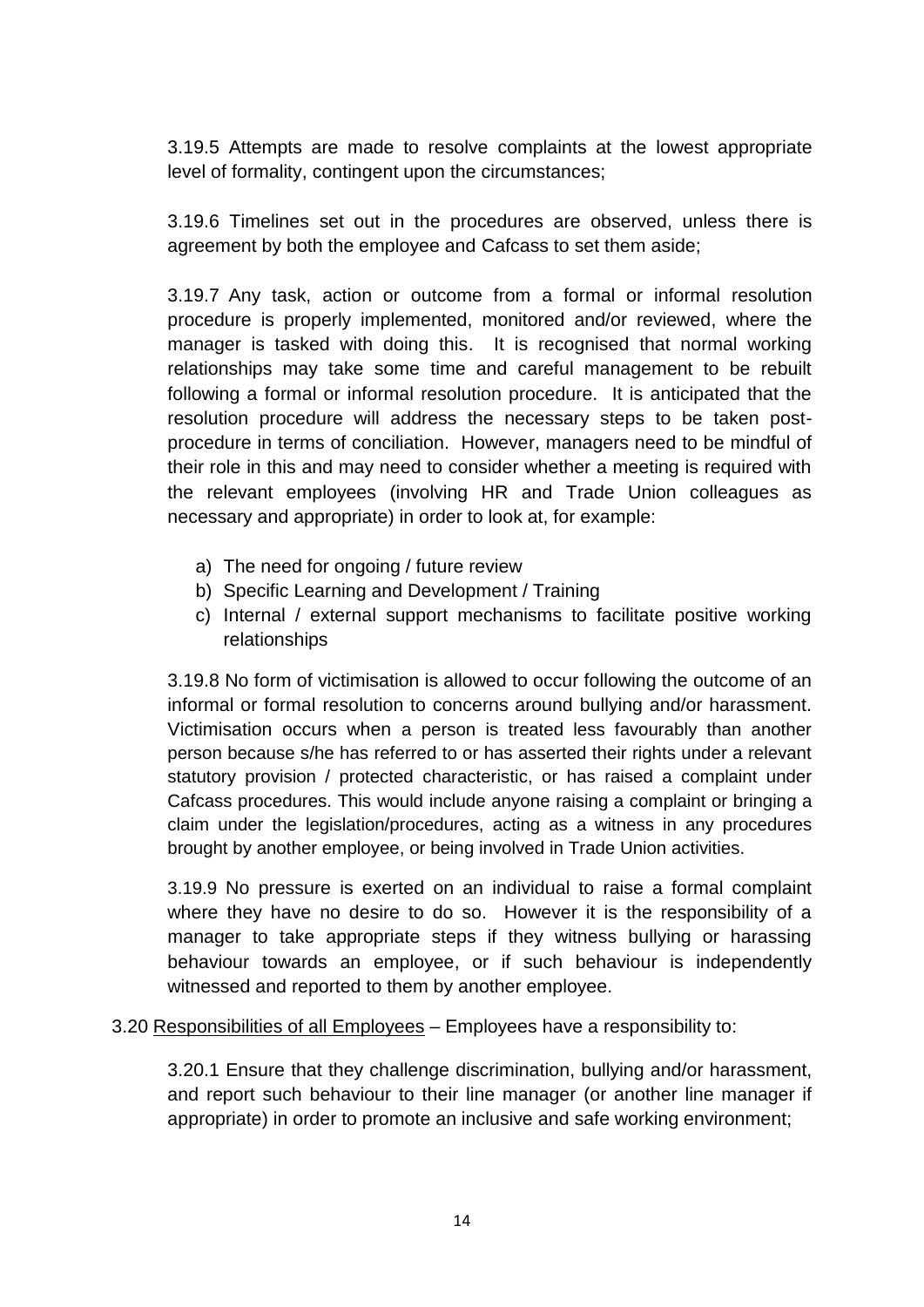3.19.5 Attempts are made to resolve complaints at the lowest appropriate level of formality, contingent upon the circumstances;

3.19.6 Timelines set out in the procedures are observed, unless there is agreement by both the employee and Cafcass to set them aside;

3.19.7 Any task, action or outcome from a formal or informal resolution procedure is properly implemented, monitored and/or reviewed, where the manager is tasked with doing this. It is recognised that normal working relationships may take some time and careful management to be rebuilt following a formal or informal resolution procedure. It is anticipated that the resolution procedure will address the necessary steps to be taken post-procedure in terms of conciliation. However, managers need to be mindful of their role in this and may need to consider whether a meeting is required with the relevant employees (involving HR and Trade Union colleagues as necessary and appropriate) in order to look at, for example:

a) The need for ongoing / future review
b) Specific Learning and Development / Training
c) Internal / external support mechanisms to facilitate positive working relationships

3.19.8 No form of victimisation is allowed to occur following the outcome of an informal or formal resolution to concerns around bullying and/or harassment. Victimisation occurs when a person is treated less favourably than another person because s/he has referred to or has asserted their rights under a relevant statutory provision / protected characteristic, or has raised a complaint under Cafcass procedures. This would include anyone raising a complaint or bringing a claim under the legislation/procedures, acting as a witness in any procedures brought by another employee, or being involved in Trade Union activities.

3.19.9 No pressure is exerted on an individual to raise a formal complaint where they have no desire to do so. However it is the responsibility of a manager to take appropriate steps if they witness bullying or harassing behaviour towards an employee, or if such behaviour is independently witnessed and reported to them by another employee.

3.20 Responsibilities of all Employees – Employees have a responsibility to:

3.20.1 Ensure that they challenge discrimination, bullying and/or harassment, and report such behaviour to their line manager (or another line manager if appropriate) in order to promote an inclusive and safe working environment;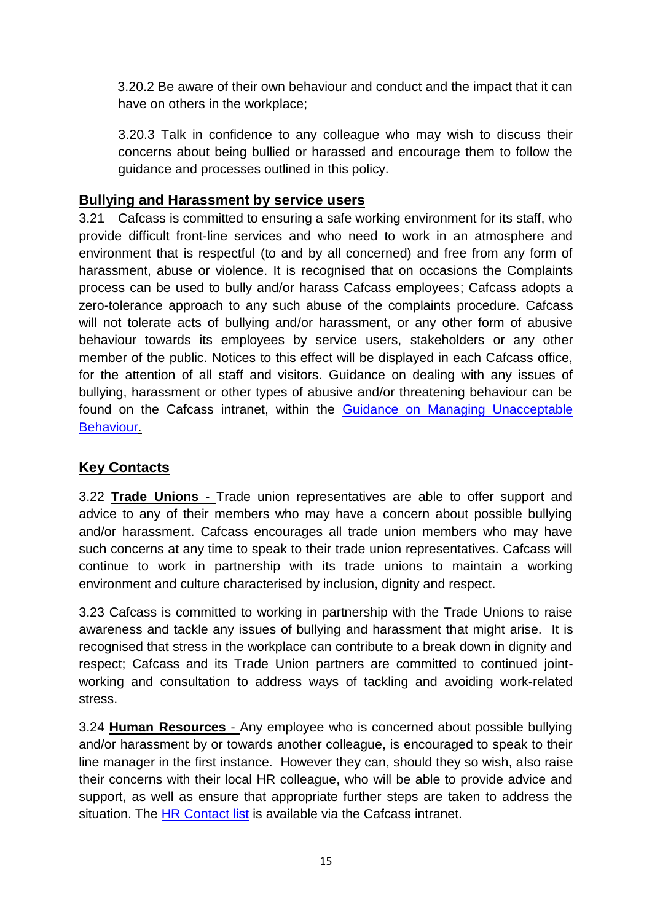3.20.2 Be aware of their own behaviour and conduct and the impact that it can have on others in the workplace;

3.20.3 Talk in confidence to any colleague who may wish to discuss their concerns about being bullied or harassed and encourage them to follow the guidance and processes outlined in this policy.

## Bullying and Harassment by service users

3.21 Cafcass is committed to ensuring a safe working environment for its staff, who provide difficult front-line services and who need to work in an atmosphere and environment that is respectful (to and by all concerned) and free from any form of harassment, abuse or violence. It is recognised that on occasions the Complaints process can be used to bully and/or harass Cafcass employees; Cafcass adopts a zero-tolerance approach to any such abuse of the complaints procedure. Cafcass will not tolerate acts of bullying and/or harassment, or any other form of abusive behaviour towards its employees by service users, stakeholders or any other member of the public. Notices to this effect will be displayed in each Cafcass office, for the attention of all staff and visitors. Guidance on dealing with any issues of bullying, harassment or other types of abusive and/or threatening behaviour can be found on the Cafcass intranet, within the Guidance on Managing Unacceptable Behaviour.

## Key Contacts

3.22 **Trade Unions** - Trade union representatives are able to offer support and advice to any of their members who may have a concern about possible bullying and/or harassment. Cafcass encourages all trade union members who may have such concerns at any time to speak to their trade union representatives. Cafcass will continue to work in partnership with its trade unions to maintain a working environment and culture characterised by inclusion, dignity and respect.

3.23 Cafcass is committed to working in partnership with the Trade Unions to raise awareness and tackle any issues of bullying and harassment that might arise. It is recognised that stress in the workplace can contribute to a break down in dignity and respect; Cafcass and its Trade Union partners are committed to continued joint-working and consultation to address ways of tackling and avoiding work-related stress.

3.24 **Human Resources** - Any employee who is concerned about possible bullying and/or harassment by or towards another colleague, is encouraged to speak to their line manager in the first instance. However they can, should they so wish, also raise their concerns with their local HR colleague, who will be able to provide advice and support, as well as ensure that appropriate further steps are taken to address the situation. The HR Contact list is available via the Cafcass intranet.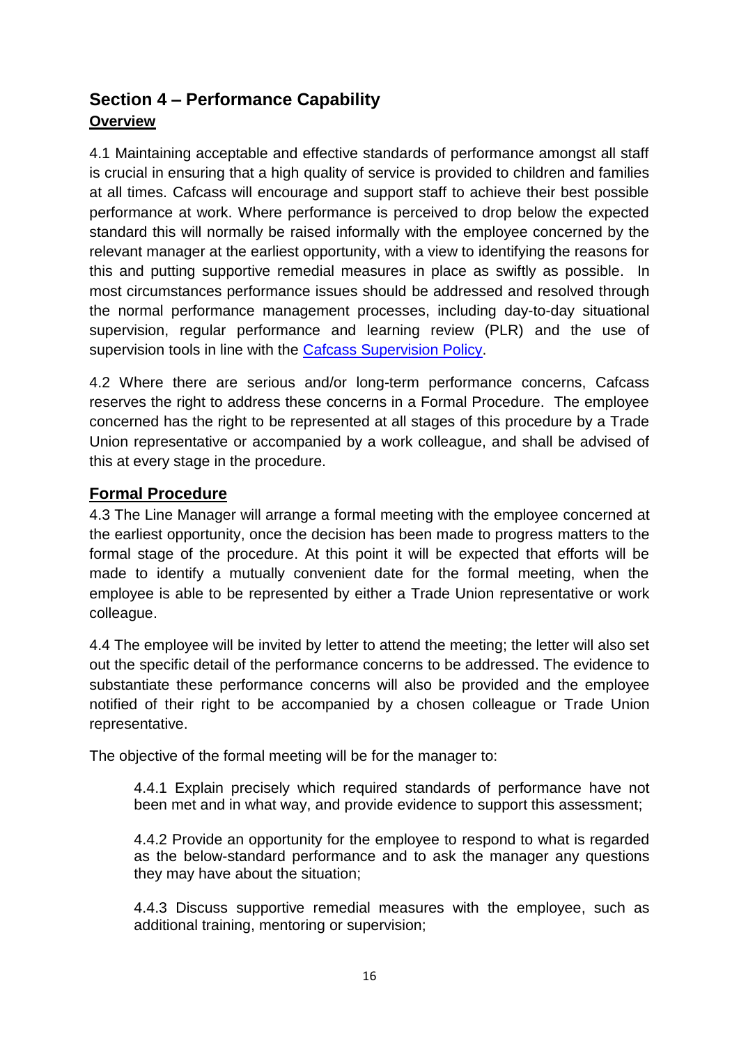## Section 4 – Performance Capability

**Overview**

4.1 Maintaining acceptable and effective standards of performance amongst all staff is crucial in ensuring that a high quality of service is provided to children and families at all times. Cafcass will encourage and support staff to achieve their best possible performance at work. Where performance is perceived to drop below the expected standard this will normally be raised informally with the employee concerned by the relevant manager at the earliest opportunity, with a view to identifying the reasons for this and putting supportive remedial measures in place as swiftly as possible. In most circumstances performance issues should be addressed and resolved through the normal performance management processes, including day-to-day situational supervision, regular performance and learning review (PLR) and the use of supervision tools in line with the Cafcass Supervision Policy.

4.2 Where there are serious and/or long-term performance concerns, Cafcass reserves the right to address these concerns in a Formal Procedure. The employee concerned has the right to be represented at all stages of this procedure by a Trade Union representative or accompanied by a work colleague, and shall be advised of this at every stage in the procedure.

### Formal Procedure

4.3 The Line Manager will arrange a formal meeting with the employee concerned at the earliest opportunity, once the decision has been made to progress matters to the formal stage of the procedure. At this point it will be expected that efforts will be made to identify a mutually convenient date for the formal meeting, when the employee is able to be represented by either a Trade Union representative or work colleague.

4.4 The employee will be invited by letter to attend the meeting; the letter will also set out the specific detail of the performance concerns to be addressed. The evidence to substantiate these performance concerns will also be provided and the employee notified of their right to be accompanied by a chosen colleague or Trade Union representative.

The objective of the formal meeting will be for the manager to:

4.4.1 Explain precisely which required standards of performance have not been met and in what way, and provide evidence to support this assessment;

4.4.2 Provide an opportunity for the employee to respond to what is regarded as the below-standard performance and to ask the manager any questions they may have about the situation;

4.4.3 Discuss supportive remedial measures with the employee, such as additional training, mentoring or supervision;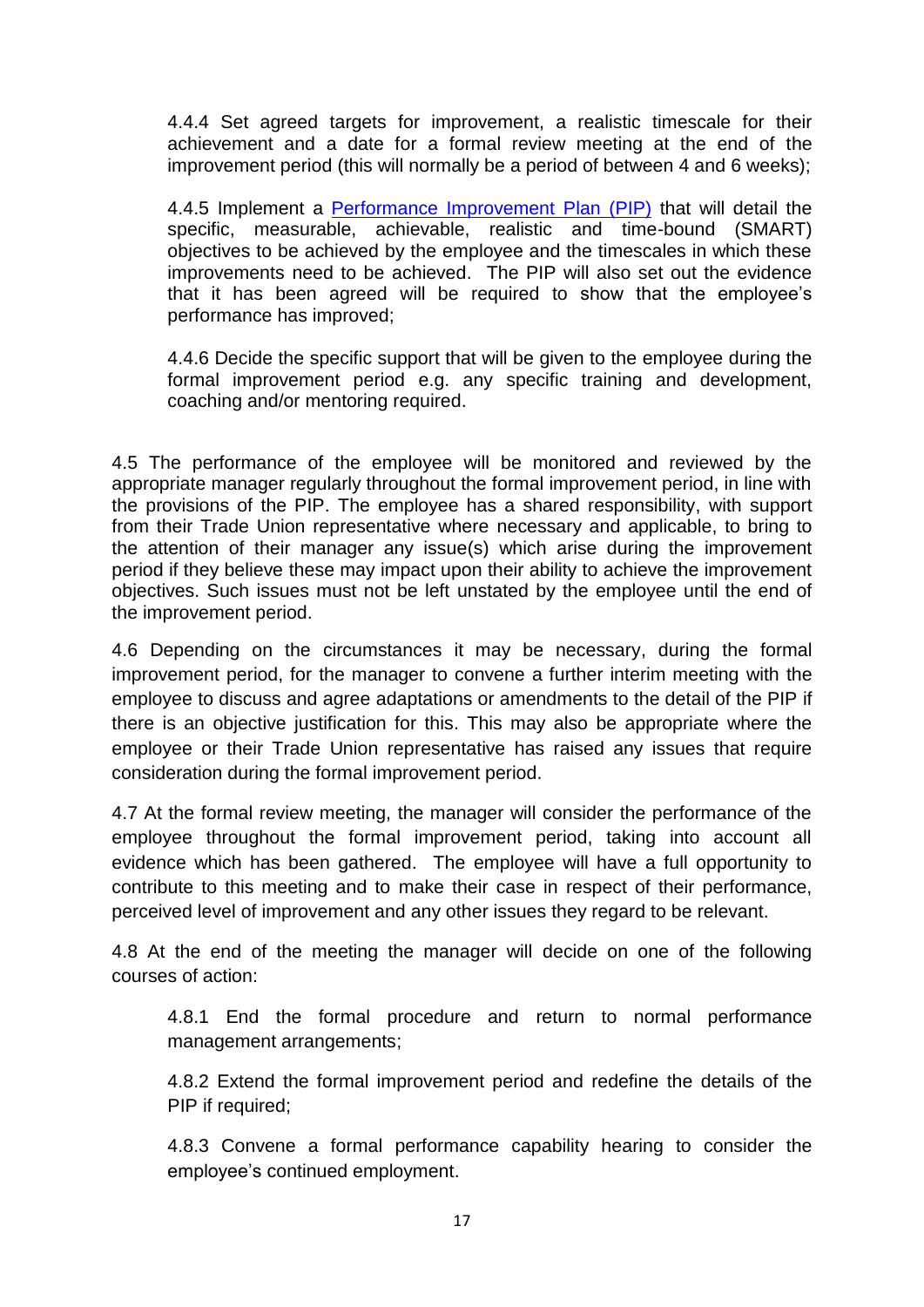4.4.4 Set agreed targets for improvement, a realistic timescale for their achievement and a date for a formal review meeting at the end of the improvement period (this will normally be a period of between 4 and 6 weeks);

4.4.5 Implement a [Performance Improvement Plan (PIP)]() that will detail the specific, measurable, achievable, realistic and time-bound (SMART) objectives to be achieved by the employee and the timescales in which these improvements need to be achieved. The PIP will also set out the evidence that it has been agreed will be required to show that the employee's performance has improved;

4.4.6 Decide the specific support that will be given to the employee during the formal improvement period e.g. any specific training and development, coaching and/or mentoring required.

4.5 The performance of the employee will be monitored and reviewed by the appropriate manager regularly throughout the formal improvement period, in line with the provisions of the PIP. The employee has a shared responsibility, with support from their Trade Union representative where necessary and applicable, to bring to the attention of their manager any issue(s) which arise during the improvement period if they believe these may impact upon their ability to achieve the improvement objectives. Such issues must not be left unstated by the employee until the end of the improvement period.

4.6 Depending on the circumstances it may be necessary, during the formal improvement period, for the manager to convene a further interim meeting with the employee to discuss and agree adaptations or amendments to the detail of the PIP if there is an objective justification for this. This may also be appropriate where the employee or their Trade Union representative has raised any issues that require consideration during the formal improvement period.

4.7 At the formal review meeting, the manager will consider the performance of the employee throughout the formal improvement period, taking into account all evidence which has been gathered. The employee will have a full opportunity to contribute to this meeting and to make their case in respect of their performance, perceived level of improvement and any other issues they regard to be relevant.

4.8 At the end of the meeting the manager will decide on one of the following courses of action:

4.8.1 End the formal procedure and return to normal performance management arrangements;

4.8.2 Extend the formal improvement period and redefine the details of the PIP if required;

4.8.3 Convene a formal performance capability hearing to consider the employee's continued employment.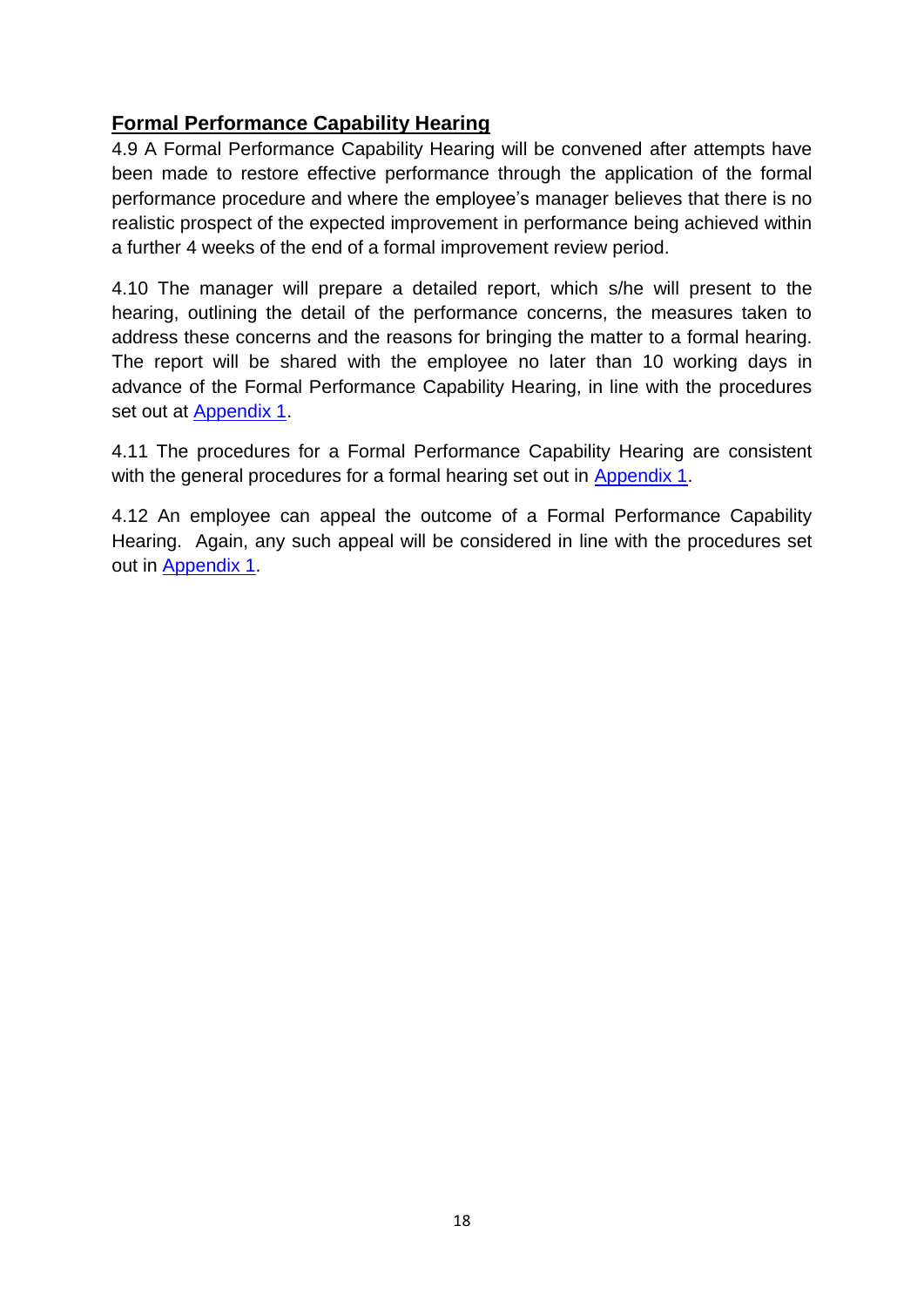## Formal Performance Capability Hearing

4.9 A Formal Performance Capability Hearing will be convened after attempts have been made to restore effective performance through the application of the formal performance procedure and where the employee's manager believes that there is no realistic prospect of the expected improvement in performance being achieved within a further 4 weeks of the end of a formal improvement review period.

4.10 The manager will prepare a detailed report, which s/he will present to the hearing, outlining the detail of the performance concerns, the measures taken to address these concerns and the reasons for bringing the matter to a formal hearing. The report will be shared with the employee no later than 10 working days in advance of the Formal Performance Capability Hearing, in line with the procedures set out at Appendix 1.

4.11 The procedures for a Formal Performance Capability Hearing are consistent with the general procedures for a formal hearing set out in Appendix 1.

4.12 An employee can appeal the outcome of a Formal Performance Capability Hearing. Again, any such appeal will be considered in line with the procedures set out in Appendix 1.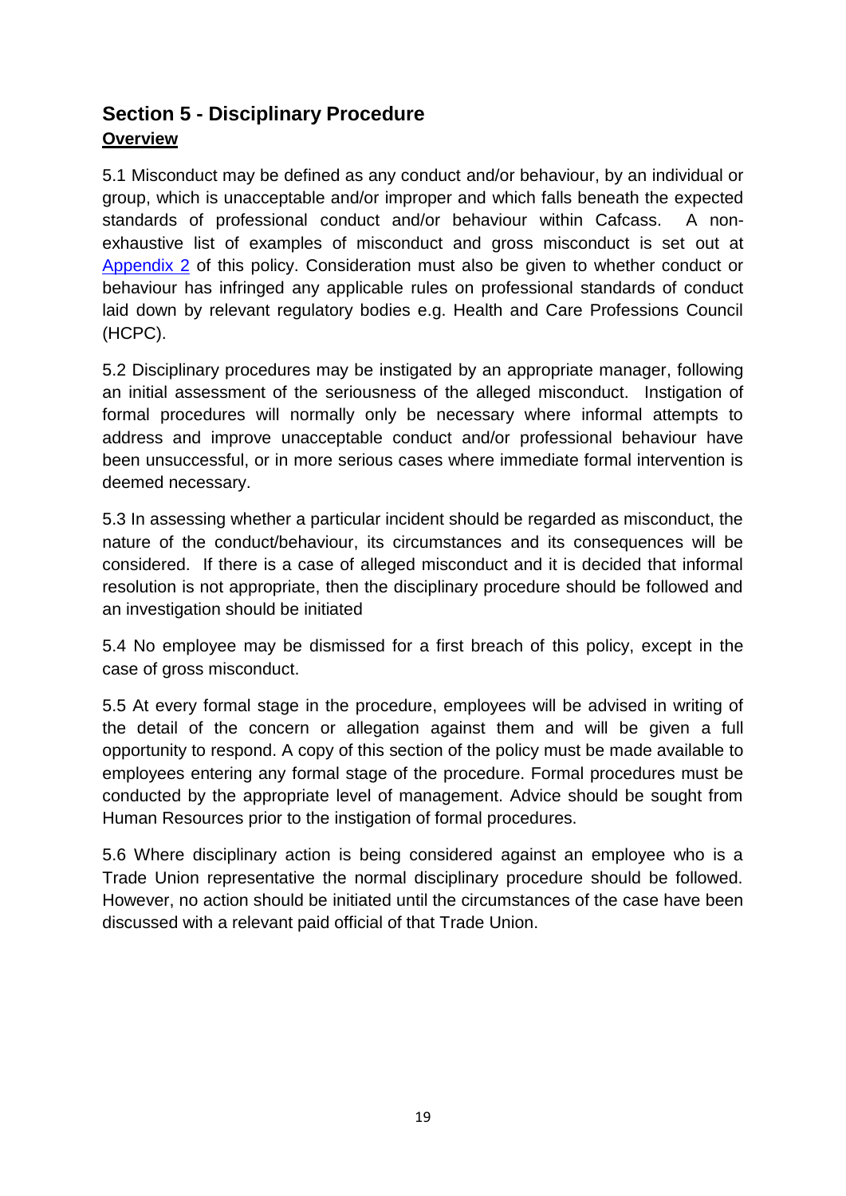## Section 5 - Disciplinary Procedure

**Overview**

5.1 Misconduct may be defined as any conduct and/or behaviour, by an individual or group, which is unacceptable and/or improper and which falls beneath the expected standards of professional conduct and/or behaviour within Cafcass. A non-exhaustive list of examples of misconduct and gross misconduct is set out at Appendix 2 of this policy. Consideration must also be given to whether conduct or behaviour has infringed any applicable rules on professional standards of conduct laid down by relevant regulatory bodies e.g. Health and Care Professions Council (HCPC).

5.2 Disciplinary procedures may be instigated by an appropriate manager, following an initial assessment of the seriousness of the alleged misconduct. Instigation of formal procedures will normally only be necessary where informal attempts to address and improve unacceptable conduct and/or professional behaviour have been unsuccessful, or in more serious cases where immediate formal intervention is deemed necessary.

5.3 In assessing whether a particular incident should be regarded as misconduct, the nature of the conduct/behaviour, its circumstances and its consequences will be considered. If there is a case of alleged misconduct and it is decided that informal resolution is not appropriate, then the disciplinary procedure should be followed and an investigation should be initiated

5.4 No employee may be dismissed for a first breach of this policy, except in the case of gross misconduct.

5.5 At every formal stage in the procedure, employees will be advised in writing of the detail of the concern or allegation against them and will be given a full opportunity to respond. A copy of this section of the policy must be made available to employees entering any formal stage of the procedure. Formal procedures must be conducted by the appropriate level of management. Advice should be sought from Human Resources prior to the instigation of formal procedures.

5.6 Where disciplinary action is being considered against an employee who is a Trade Union representative the normal disciplinary procedure should be followed. However, no action should be initiated until the circumstances of the case have been discussed with a relevant paid official of that Trade Union.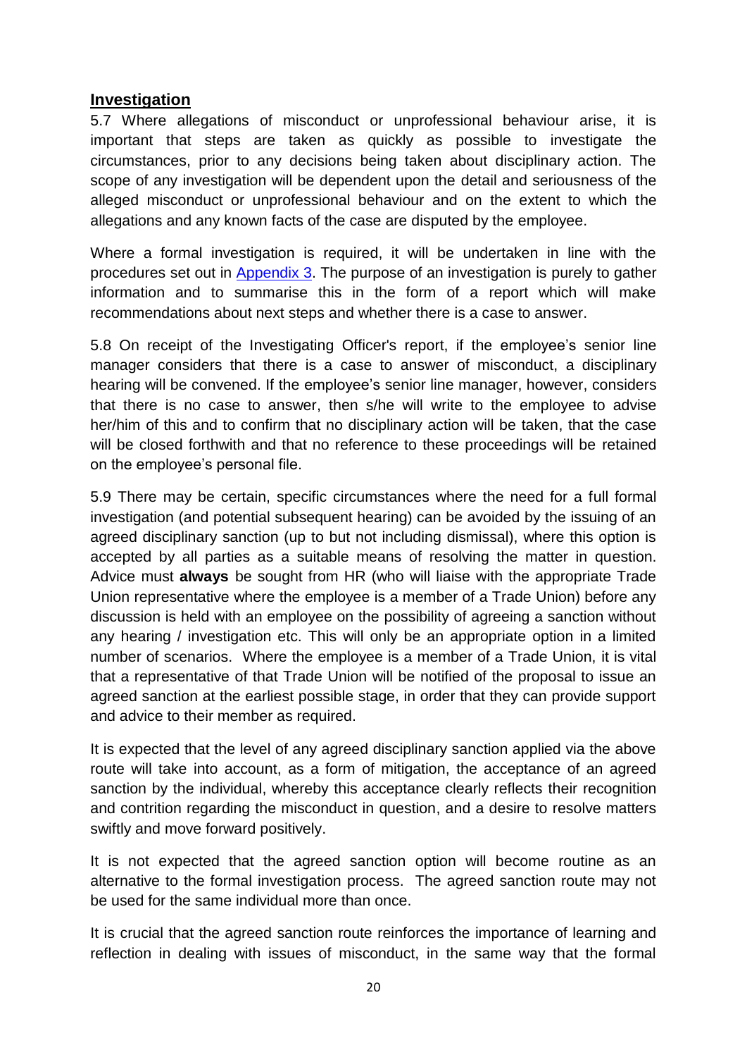## Investigation

5.7 Where allegations of misconduct or unprofessional behaviour arise, it is important that steps are taken as quickly as possible to investigate the circumstances, prior to any decisions being taken about disciplinary action. The scope of any investigation will be dependent upon the detail and seriousness of the alleged misconduct or unprofessional behaviour and on the extent to which the allegations and any known facts of the case are disputed by the employee.

Where a formal investigation is required, it will be undertaken in line with the procedures set out in Appendix 3. The purpose of an investigation is purely to gather information and to summarise this in the form of a report which will make recommendations about next steps and whether there is a case to answer.

5.8 On receipt of the Investigating Officer's report, if the employee's senior line manager considers that there is a case to answer of misconduct, a disciplinary hearing will be convened. If the employee's senior line manager, however, considers that there is no case to answer, then s/he will write to the employee to advise her/him of this and to confirm that no disciplinary action will be taken, that the case will be closed forthwith and that no reference to these proceedings will be retained on the employee's personal file.

5.9 There may be certain, specific circumstances where the need for a full formal investigation (and potential subsequent hearing) can be avoided by the issuing of an agreed disciplinary sanction (up to but not including dismissal), where this option is accepted by all parties as a suitable means of resolving the matter in question. Advice must **always** be sought from HR (who will liaise with the appropriate Trade Union representative where the employee is a member of a Trade Union) before any discussion is held with an employee on the possibility of agreeing a sanction without any hearing / investigation etc. This will only be an appropriate option in a limited number of scenarios. Where the employee is a member of a Trade Union, it is vital that a representative of that Trade Union will be notified of the proposal to issue an agreed sanction at the earliest possible stage, in order that they can provide support and advice to their member as required.

It is expected that the level of any agreed disciplinary sanction applied via the above route will take into account, as a form of mitigation, the acceptance of an agreed sanction by the individual, whereby this acceptance clearly reflects their recognition and contrition regarding the misconduct in question, and a desire to resolve matters swiftly and move forward positively.

It is not expected that the agreed sanction option will become routine as an alternative to the formal investigation process. The agreed sanction route may not be used for the same individual more than once.

It is crucial that the agreed sanction route reinforces the importance of learning and reflection in dealing with issues of misconduct, in the same way that the formal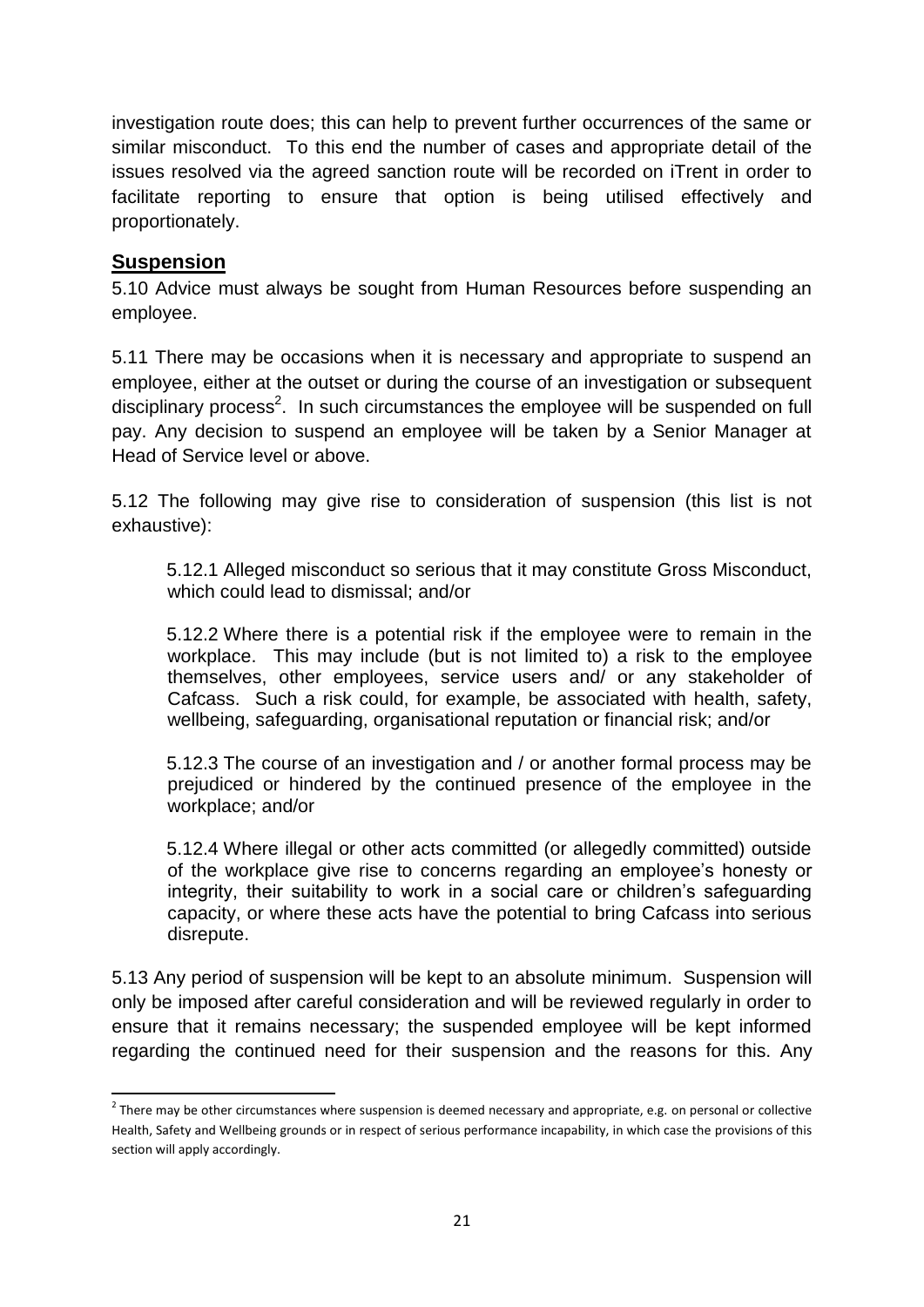investigation route does; this can help to prevent further occurrences of the same or similar misconduct. To this end the number of cases and appropriate detail of the issues resolved via the agreed sanction route will be recorded on iTrent in order to facilitate reporting to ensure that option is being utilised effectively and proportionately.

## Suspension

5.10 Advice must always be sought from Human Resources before suspending an employee.

5.11 There may be occasions when it is necessary and appropriate to suspend an employee, either at the outset or during the course of an investigation or subsequent disciplinary process[2]. In such circumstances the employee will be suspended on full pay. Any decision to suspend an employee will be taken by a Senior Manager at Head of Service level or above.

5.12 The following may give rise to consideration of suspension (this list is not exhaustive):

> 5.12.1 Alleged misconduct so serious that it may constitute Gross Misconduct, which could lead to dismissal; and/or
>
> 5.12.2 Where there is a potential risk if the employee were to remain in the workplace. This may include (but is not limited to) a risk to the employee themselves, other employees, service users and/ or any stakeholder of Cafcass. Such a risk could, for example, be associated with health, safety, wellbeing, safeguarding, organisational reputation or financial risk; and/or
>
> 5.12.3 The course of an investigation and / or another formal process may be prejudiced or hindered by the continued presence of the employee in the workplace; and/or
>
> 5.12.4 Where illegal or other acts committed (or allegedly committed) outside of the workplace give rise to concerns regarding an employee's honesty or integrity, their suitability to work in a social care or children's safeguarding capacity, or where these acts have the potential to bring Cafcass into serious disrepute.

5.13 Any period of suspension will be kept to an absolute minimum. Suspension will only be imposed after careful consideration and will be reviewed regularly in order to ensure that it remains necessary; the suspended employee will be kept informed regarding the continued need for their suspension and the reasons for this. Any

---

[2] There may be other circumstances where suspension is deemed necessary and appropriate, e.g. on personal or collective Health, Safety and Wellbeing grounds or in respect of serious performance incapability, in which case the provisions of this section will apply accordingly.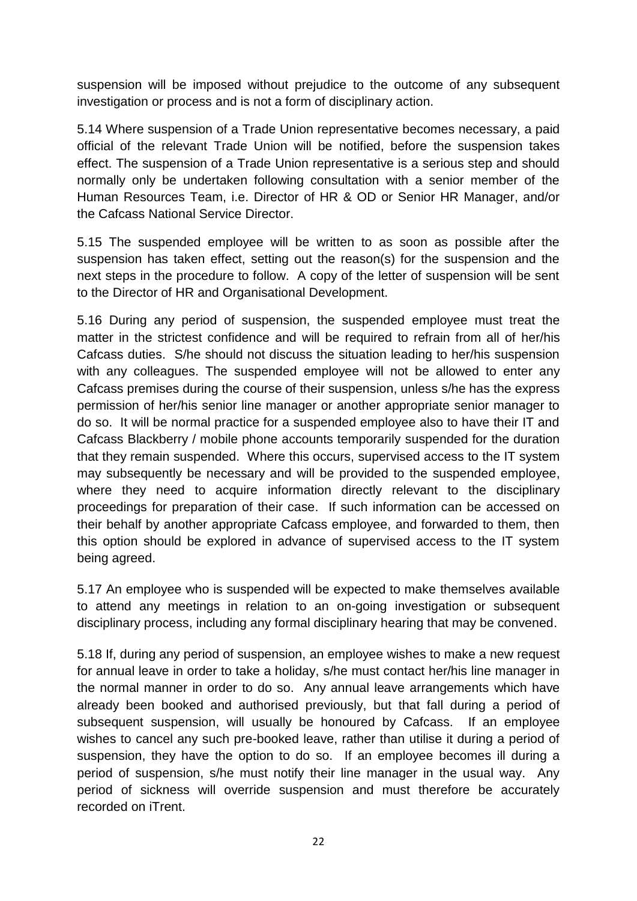suspension will be imposed without prejudice to the outcome of any subsequent investigation or process and is not a form of disciplinary action.

5.14 Where suspension of a Trade Union representative becomes necessary, a paid official of the relevant Trade Union will be notified, before the suspension takes effect. The suspension of a Trade Union representative is a serious step and should normally only be undertaken following consultation with a senior member of the Human Resources Team, i.e. Director of HR & OD or Senior HR Manager, and/or the Cafcass National Service Director.

5.15 The suspended employee will be written to as soon as possible after the suspension has taken effect, setting out the reason(s) for the suspension and the next steps in the procedure to follow. A copy of the letter of suspension will be sent to the Director of HR and Organisational Development.

5.16 During any period of suspension, the suspended employee must treat the matter in the strictest confidence and will be required to refrain from all of her/his Cafcass duties. S/he should not discuss the situation leading to her/his suspension with any colleagues. The suspended employee will not be allowed to enter any Cafcass premises during the course of their suspension, unless s/he has the express permission of her/his senior line manager or another appropriate senior manager to do so. It will be normal practice for a suspended employee also to have their IT and Cafcass Blackberry / mobile phone accounts temporarily suspended for the duration that they remain suspended. Where this occurs, supervised access to the IT system may subsequently be necessary and will be provided to the suspended employee, where they need to acquire information directly relevant to the disciplinary proceedings for preparation of their case. If such information can be accessed on their behalf by another appropriate Cafcass employee, and forwarded to them, then this option should be explored in advance of supervised access to the IT system being agreed.

5.17 An employee who is suspended will be expected to make themselves available to attend any meetings in relation to an on-going investigation or subsequent disciplinary process, including any formal disciplinary hearing that may be convened.

5.18 If, during any period of suspension, an employee wishes to make a new request for annual leave in order to take a holiday, s/he must contact her/his line manager in the normal manner in order to do so. Any annual leave arrangements which have already been booked and authorised previously, but that fall during a period of subsequent suspension, will usually be honoured by Cafcass. If an employee wishes to cancel any such pre-booked leave, rather than utilise it during a period of suspension, they have the option to do so. If an employee becomes ill during a period of suspension, s/he must notify their line manager in the usual way. Any period of sickness will override suspension and must therefore be accurately recorded on iTrent.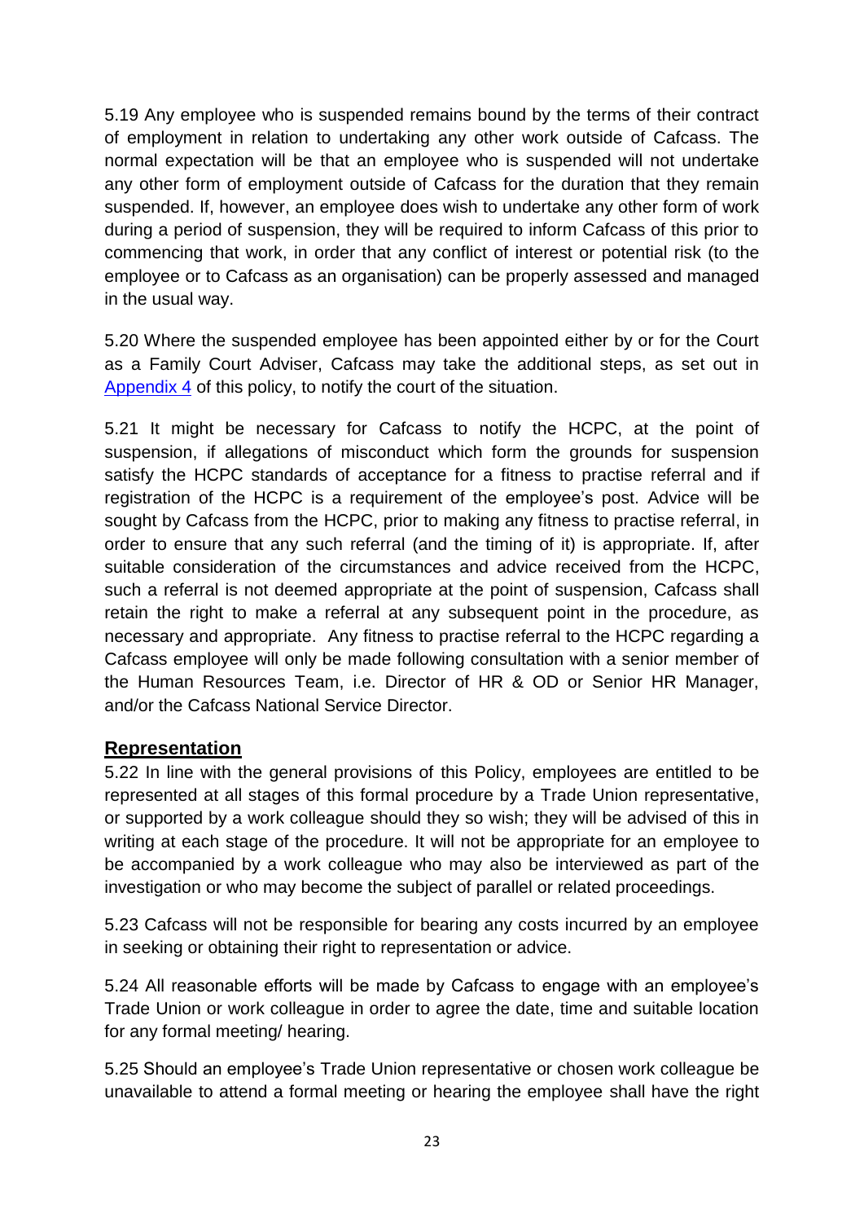5.19 Any employee who is suspended remains bound by the terms of their contract of employment in relation to undertaking any other work outside of Cafcass. The normal expectation will be that an employee who is suspended will not undertake any other form of employment outside of Cafcass for the duration that they remain suspended. If, however, an employee does wish to undertake any other form of work during a period of suspension, they will be required to inform Cafcass of this prior to commencing that work, in order that any conflict of interest or potential risk (to the employee or to Cafcass as an organisation) can be properly assessed and managed in the usual way.

5.20 Where the suspended employee has been appointed either by or for the Court as a Family Court Adviser, Cafcass may take the additional steps, as set out in Appendix 4 of this policy, to notify the court of the situation.

5.21 It might be necessary for Cafcass to notify the HCPC, at the point of suspension, if allegations of misconduct which form the grounds for suspension satisfy the HCPC standards of acceptance for a fitness to practise referral and if registration of the HCPC is a requirement of the employee's post. Advice will be sought by Cafcass from the HCPC, prior to making any fitness to practise referral, in order to ensure that any such referral (and the timing of it) is appropriate. If, after suitable consideration of the circumstances and advice received from the HCPC, such a referral is not deemed appropriate at the point of suspension, Cafcass shall retain the right to make a referral at any subsequent point in the procedure, as necessary and appropriate. Any fitness to practise referral to the HCPC regarding a Cafcass employee will only be made following consultation with a senior member of the Human Resources Team, i.e. Director of HR & OD or Senior HR Manager, and/or the Cafcass National Service Director.

## Representation

5.22 In line with the general provisions of this Policy, employees are entitled to be represented at all stages of this formal procedure by a Trade Union representative, or supported by a work colleague should they so wish; they will be advised of this in writing at each stage of the procedure. It will not be appropriate for an employee to be accompanied by a work colleague who may also be interviewed as part of the investigation or who may become the subject of parallel or related proceedings.

5.23 Cafcass will not be responsible for bearing any costs incurred by an employee in seeking or obtaining their right to representation or advice.

5.24 All reasonable efforts will be made by Cafcass to engage with an employee's Trade Union or work colleague in order to agree the date, time and suitable location for any formal meeting/ hearing.

5.25 Should an employee's Trade Union representative or chosen work colleague be unavailable to attend a formal meeting or hearing the employee shall have the right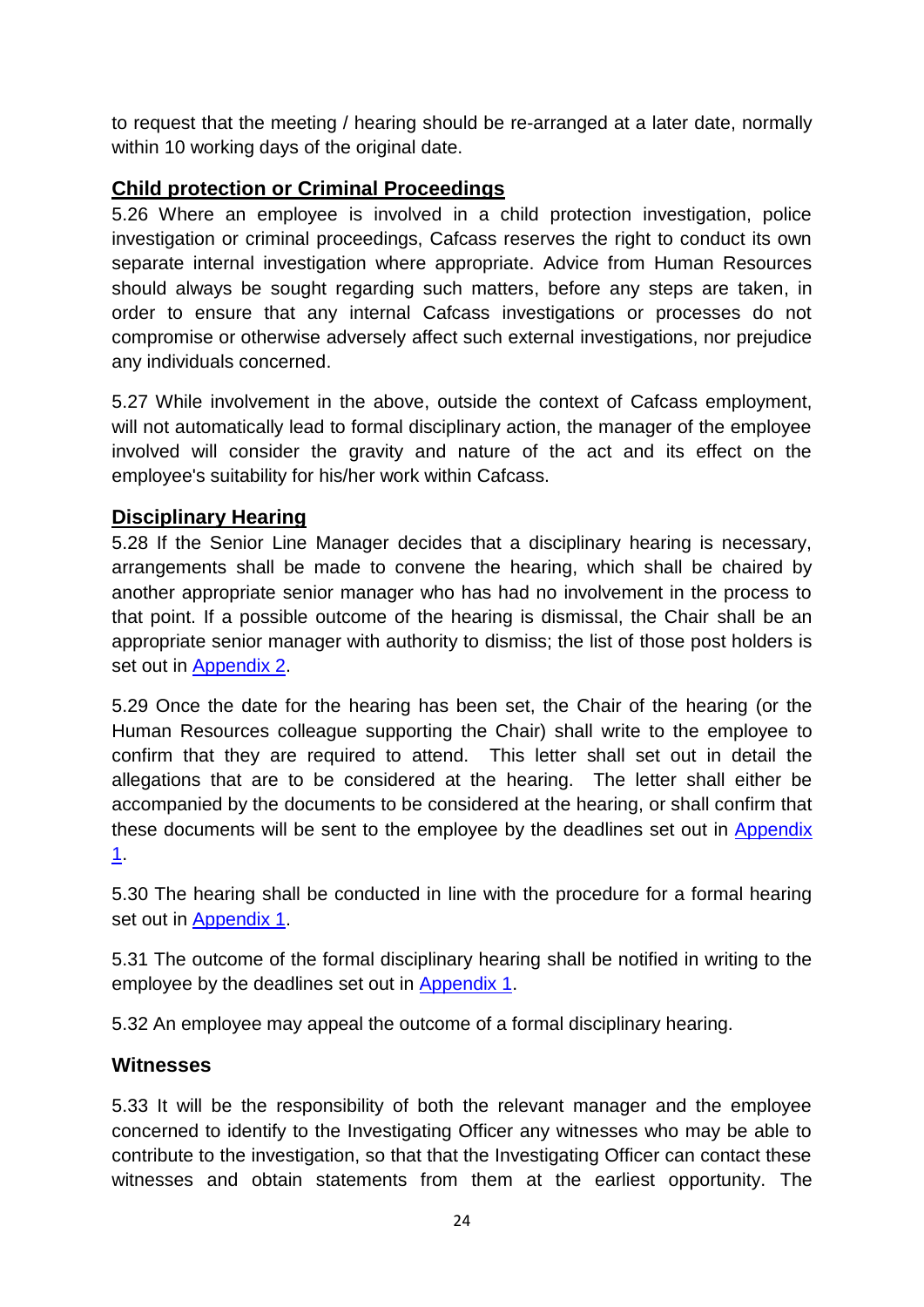to request that the meeting / hearing should be re-arranged at a later date, normally within 10 working days of the original date.

## Child protection or Criminal Proceedings

5.26 Where an employee is involved in a child protection investigation, police investigation or criminal proceedings, Cafcass reserves the right to conduct its own separate internal investigation where appropriate. Advice from Human Resources should always be sought regarding such matters, before any steps are taken, in order to ensure that any internal Cafcass investigations or processes do not compromise or otherwise adversely affect such external investigations, nor prejudice any individuals concerned.

5.27 While involvement in the above, outside the context of Cafcass employment, will not automatically lead to formal disciplinary action, the manager of the employee involved will consider the gravity and nature of the act and its effect on the employee's suitability for his/her work within Cafcass.

## Disciplinary Hearing

5.28 If the Senior Line Manager decides that a disciplinary hearing is necessary, arrangements shall be made to convene the hearing, which shall be chaired by another appropriate senior manager who has had no involvement in the process to that point. If a possible outcome of the hearing is dismissal, the Chair shall be an appropriate senior manager with authority to dismiss; the list of those post holders is set out in Appendix 2.

5.29 Once the date for the hearing has been set, the Chair of the hearing (or the Human Resources colleague supporting the Chair) shall write to the employee to confirm that they are required to attend. This letter shall set out in detail the allegations that are to be considered at the hearing. The letter shall either be accompanied by the documents to be considered at the hearing, or shall confirm that these documents will be sent to the employee by the deadlines set out in Appendix 1.

5.30 The hearing shall be conducted in line with the procedure for a formal hearing set out in Appendix 1.

5.31 The outcome of the formal disciplinary hearing shall be notified in writing to the employee by the deadlines set out in Appendix 1.

5.32 An employee may appeal the outcome of a formal disciplinary hearing.

## Witnesses

5.33 It will be the responsibility of both the relevant manager and the employee concerned to identify to the Investigating Officer any witnesses who may be able to contribute to the investigation, so that that the Investigating Officer can contact these witnesses and obtain statements from them at the earliest opportunity. The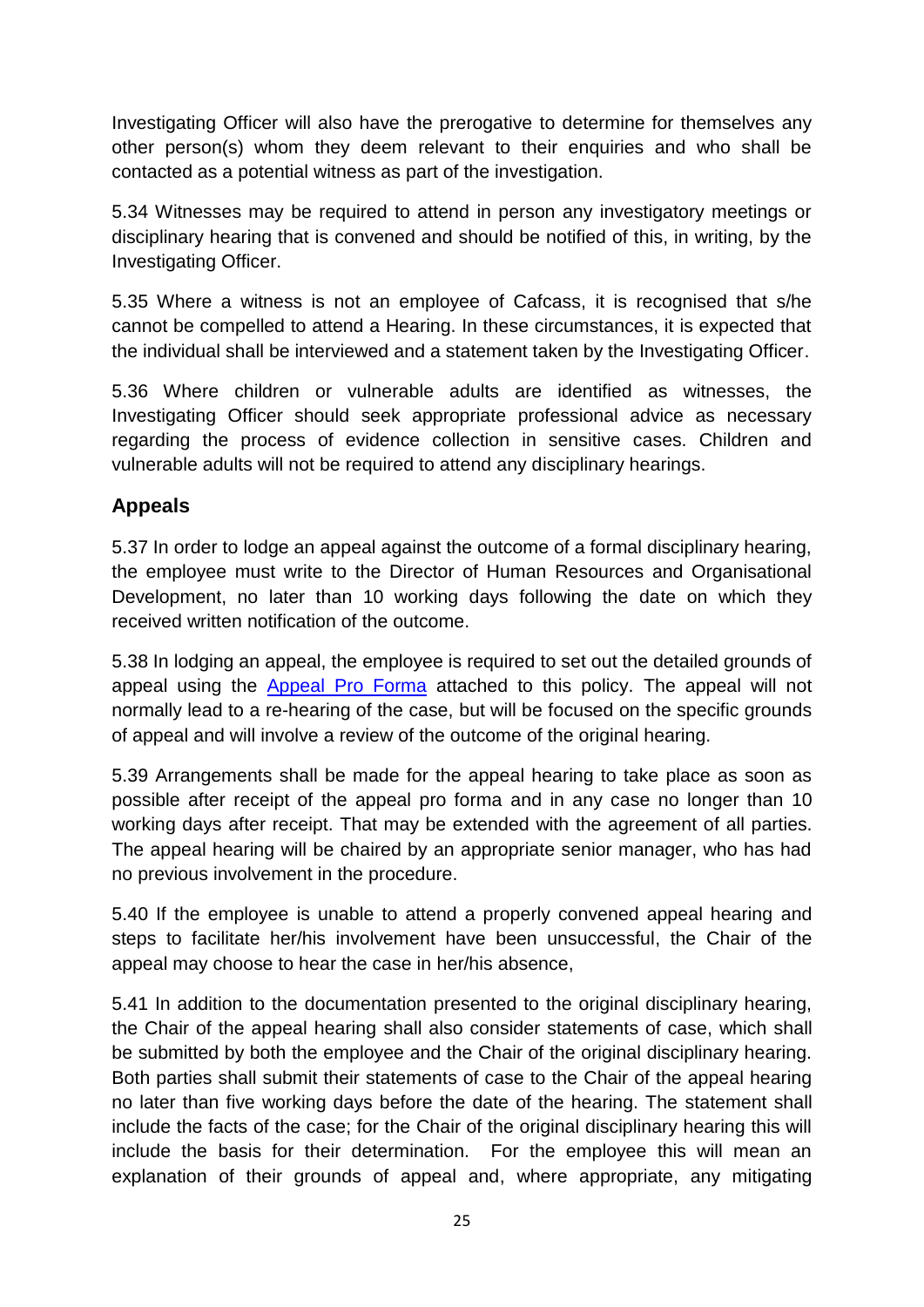Investigating Officer will also have the prerogative to determine for themselves any other person(s) whom they deem relevant to their enquiries and who shall be contacted as a potential witness as part of the investigation.

5.34 Witnesses may be required to attend in person any investigatory meetings or disciplinary hearing that is convened and should be notified of this, in writing, by the Investigating Officer.

5.35 Where a witness is not an employee of Cafcass, it is recognised that s/he cannot be compelled to attend a Hearing. In these circumstances, it is expected that the individual shall be interviewed and a statement taken by the Investigating Officer.

5.36 Where children or vulnerable adults are identified as witnesses, the Investigating Officer should seek appropriate professional advice as necessary regarding the process of evidence collection in sensitive cases. Children and vulnerable adults will not be required to attend any disciplinary hearings.

## Appeals

5.37 In order to lodge an appeal against the outcome of a formal disciplinary hearing, the employee must write to the Director of Human Resources and Organisational Development, no later than 10 working days following the date on which they received written notification of the outcome.

5.38 In lodging an appeal, the employee is required to set out the detailed grounds of appeal using the Appeal Pro Forma attached to this policy. The appeal will not normally lead to a re-hearing of the case, but will be focused on the specific grounds of appeal and will involve a review of the outcome of the original hearing.

5.39 Arrangements shall be made for the appeal hearing to take place as soon as possible after receipt of the appeal pro forma and in any case no longer than 10 working days after receipt. That may be extended with the agreement of all parties. The appeal hearing will be chaired by an appropriate senior manager, who has had no previous involvement in the procedure.

5.40 If the employee is unable to attend a properly convened appeal hearing and steps to facilitate her/his involvement have been unsuccessful, the Chair of the appeal may choose to hear the case in her/his absence,

5.41 In addition to the documentation presented to the original disciplinary hearing, the Chair of the appeal hearing shall also consider statements of case, which shall be submitted by both the employee and the Chair of the original disciplinary hearing. Both parties shall submit their statements of case to the Chair of the appeal hearing no later than five working days before the date of the hearing. The statement shall include the facts of the case; for the Chair of the original disciplinary hearing this will include the basis for their determination. For the employee this will mean an explanation of their grounds of appeal and, where appropriate, any mitigating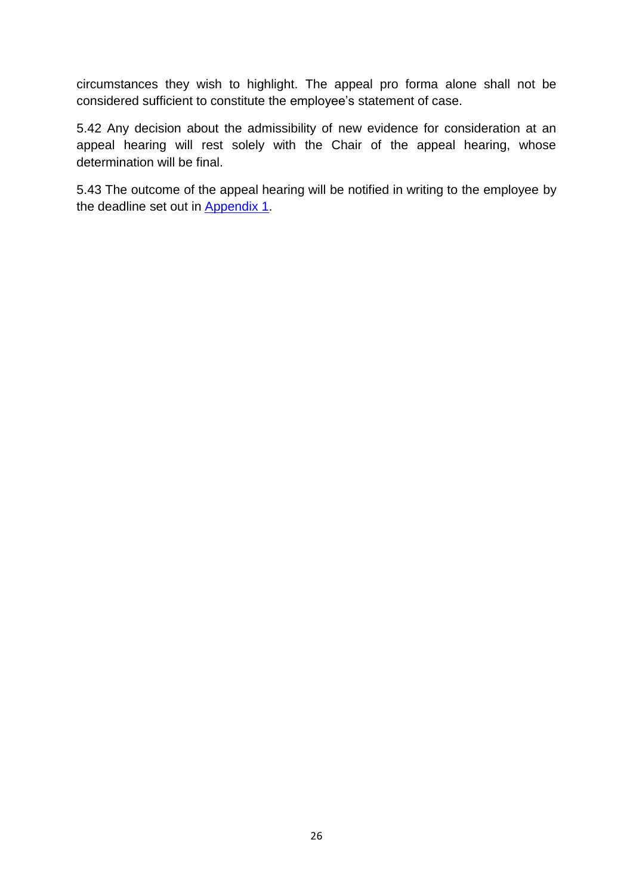circumstances they wish to highlight. The appeal pro forma alone shall not be considered sufficient to constitute the employee's statement of case.

5.42 Any decision about the admissibility of new evidence for consideration at an appeal hearing will rest solely with the Chair of the appeal hearing, whose determination will be final.

5.43 The outcome of the appeal hearing will be notified in writing to the employee by the deadline set out in Appendix 1.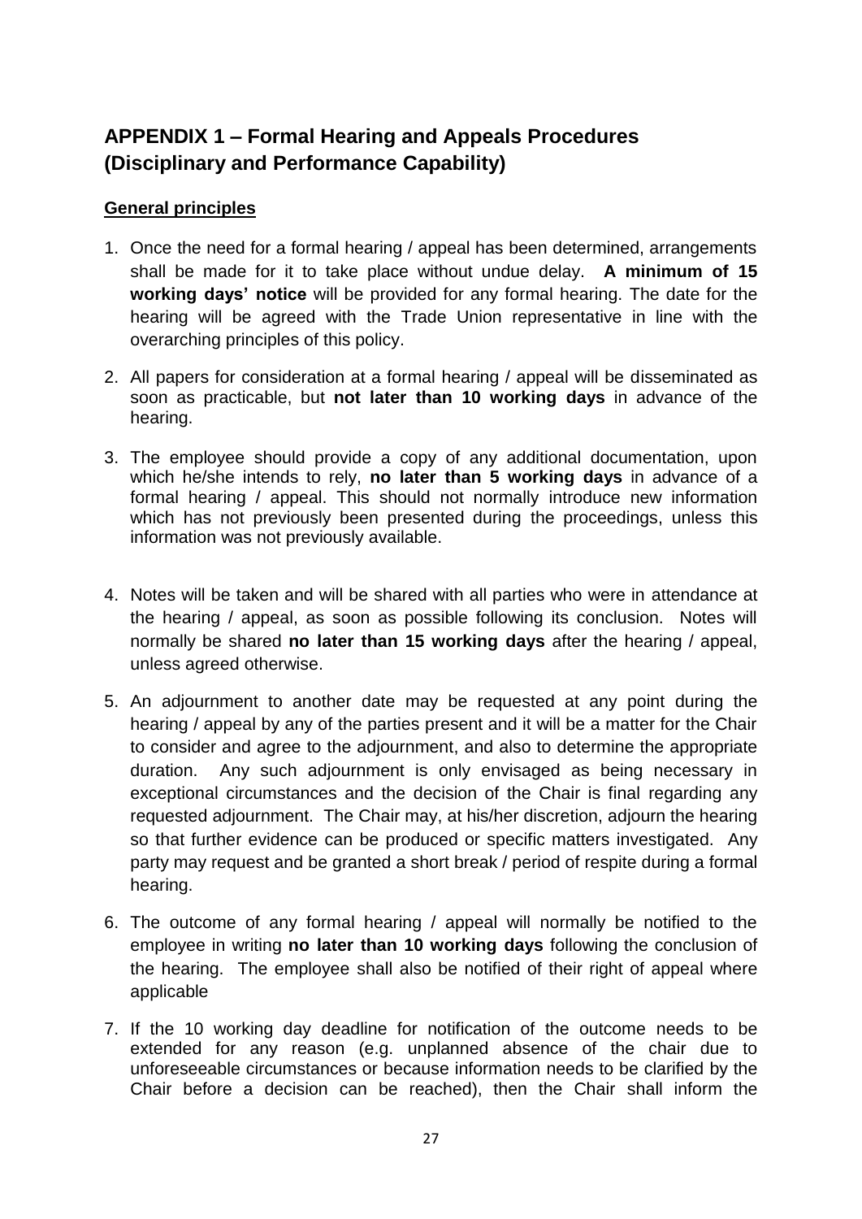## APPENDIX 1 – Formal Hearing and Appeals Procedures (Disciplinary and Performance Capability)

**General principles**

1. Once the need for a formal hearing / appeal has been determined, arrangements shall be made for it to take place without undue delay. **A minimum of 15 working days' notice** will be provided for any formal hearing. The date for the hearing will be agreed with the Trade Union representative in line with the overarching principles of this policy.

2. All papers for consideration at a formal hearing / appeal will be disseminated as soon as practicable, but **not later than 10 working days** in advance of the hearing.

3. The employee should provide a copy of any additional documentation, upon which he/she intends to rely, **no later than 5 working days** in advance of a formal hearing / appeal. This should not normally introduce new information which has not previously been presented during the proceedings, unless this information was not previously available.

4. Notes will be taken and will be shared with all parties who were in attendance at the hearing / appeal, as soon as possible following its conclusion. Notes will normally be shared **no later than 15 working days** after the hearing / appeal, unless agreed otherwise.

5. An adjournment to another date may be requested at any point during the hearing / appeal by any of the parties present and it will be a matter for the Chair to consider and agree to the adjournment, and also to determine the appropriate duration. Any such adjournment is only envisaged as being necessary in exceptional circumstances and the decision of the Chair is final regarding any requested adjournment. The Chair may, at his/her discretion, adjourn the hearing so that further evidence can be produced or specific matters investigated. Any party may request and be granted a short break / period of respite during a formal hearing.

6. The outcome of any formal hearing / appeal will normally be notified to the employee in writing **no later than 10 working days** following the conclusion of the hearing. The employee shall also be notified of their right of appeal where applicable

7. If the 10 working day deadline for notification of the outcome needs to be extended for any reason (e.g. unplanned absence of the chair due to unforeseeable circumstances or because information needs to be clarified by the Chair before a decision can be reached), then the Chair shall inform the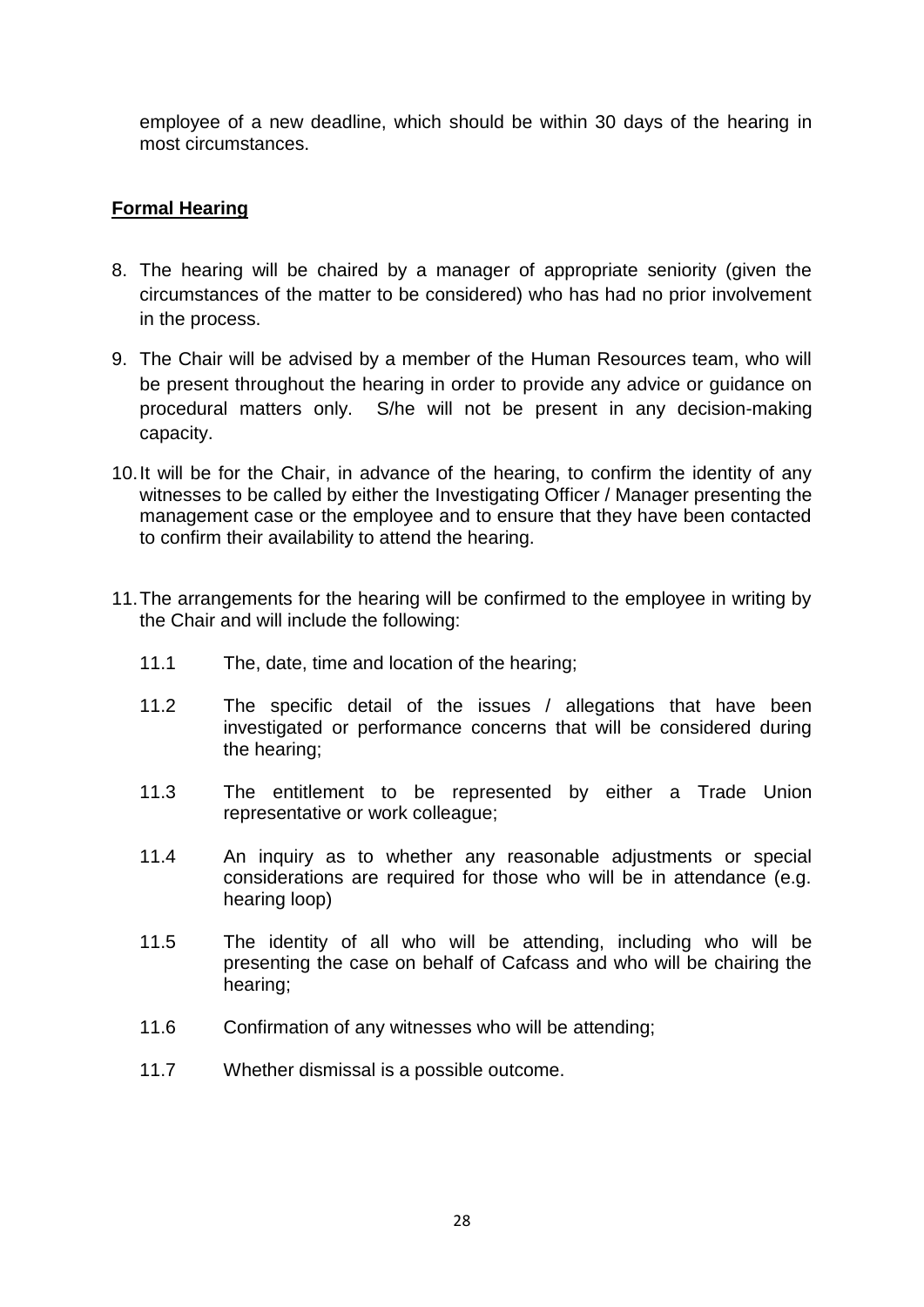employee of a new deadline, which should be within 30 days of the hearing in most circumstances.

**Formal Hearing**

8. The hearing will be chaired by a manager of appropriate seniority (given the circumstances of the matter to be considered) who has had no prior involvement in the process.

9. The Chair will be advised by a member of the Human Resources team, who will be present throughout the hearing in order to provide any advice or guidance on procedural matters only. S/he will not be present in any decision-making capacity.

10. It will be for the Chair, in advance of the hearing, to confirm the identity of any witnesses to be called by either the Investigating Officer / Manager presenting the management case or the employee and to ensure that they have been contacted to confirm their availability to attend the hearing.

11. The arrangements for the hearing will be confirmed to the employee in writing by the Chair and will include the following:

    11.1 The, date, time and location of the hearing;

    11.2 The specific detail of the issues / allegations that have been investigated or performance concerns that will be considered during the hearing;

    11.3 The entitlement to be represented by either a Trade Union representative or work colleague;

    11.4 An inquiry as to whether any reasonable adjustments or special considerations are required for those who will be in attendance (e.g. hearing loop)

    11.5 The identity of all who will be attending, including who will be presenting the case on behalf of Cafcass and who will be chairing the hearing;

    11.6 Confirmation of any witnesses who will be attending;

    11.7 Whether dismissal is a possible outcome.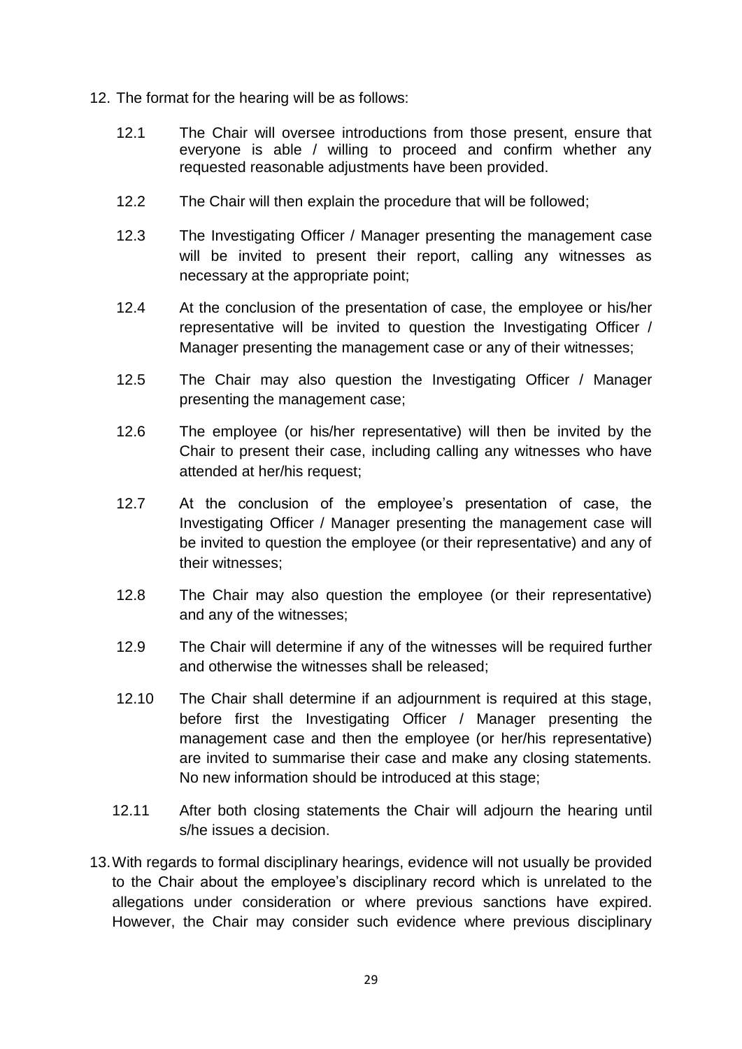12. The format for the hearing will be as follows:

    12.1 The Chair will oversee introductions from those present, ensure that everyone is able / willing to proceed and confirm whether any requested reasonable adjustments have been provided.

    12.2 The Chair will then explain the procedure that will be followed;

    12.3 The Investigating Officer / Manager presenting the management case will be invited to present their report, calling any witnesses as necessary at the appropriate point;

    12.4 At the conclusion of the presentation of case, the employee or his/her representative will be invited to question the Investigating Officer / Manager presenting the management case or any of their witnesses;

    12.5 The Chair may also question the Investigating Officer / Manager presenting the management case;

    12.6 The employee (or his/her representative) will then be invited by the Chair to present their case, including calling any witnesses who have attended at her/his request;

    12.7 At the conclusion of the employee's presentation of case, the Investigating Officer / Manager presenting the management case will be invited to question the employee (or their representative) and any of their witnesses;

    12.8 The Chair may also question the employee (or their representative) and any of the witnesses;

    12.9 The Chair will determine if any of the witnesses will be required further and otherwise the witnesses shall be released;

    12.10 The Chair shall determine if an adjournment is required at this stage, before first the Investigating Officer / Manager presenting the management case and then the employee (or her/his representative) are invited to summarise their case and make any closing statements. No new information should be introduced at this stage;

    12.11 After both closing statements the Chair will adjourn the hearing until s/he issues a decision.

13. With regards to formal disciplinary hearings, evidence will not usually be provided to the Chair about the employee's disciplinary record which is unrelated to the allegations under consideration or where previous sanctions have expired. However, the Chair may consider such evidence where previous disciplinary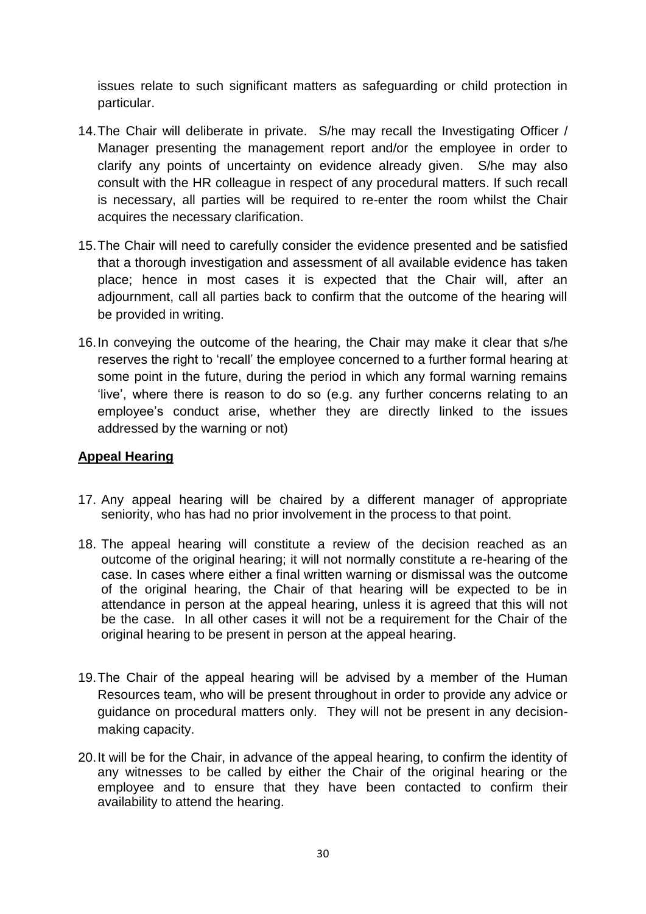issues relate to such significant matters as safeguarding or child protection in particular.

14. The Chair will deliberate in private. S/he may recall the Investigating Officer / Manager presenting the management report and/or the employee in order to clarify any points of uncertainty on evidence already given. S/he may also consult with the HR colleague in respect of any procedural matters. If such recall is necessary, all parties will be required to re-enter the room whilst the Chair acquires the necessary clarification.

15. The Chair will need to carefully consider the evidence presented and be satisfied that a thorough investigation and assessment of all available evidence has taken place; hence in most cases it is expected that the Chair will, after an adjournment, call all parties back to confirm that the outcome of the hearing will be provided in writing.

16. In conveying the outcome of the hearing, the Chair may make it clear that s/he reserves the right to 'recall' the employee concerned to a further formal hearing at some point in the future, during the period in which any formal warning remains 'live', where there is reason to do so (e.g. any further concerns relating to an employee's conduct arise, whether they are directly linked to the issues addressed by the warning or not)

**Appeal Hearing**

17. Any appeal hearing will be chaired by a different manager of appropriate seniority, who has had no prior involvement in the process to that point.

18. The appeal hearing will constitute a review of the decision reached as an outcome of the original hearing; it will not normally constitute a re-hearing of the case. In cases where either a final written warning or dismissal was the outcome of the original hearing, the Chair of that hearing will be expected to be in attendance in person at the appeal hearing, unless it is agreed that this will not be the case. In all other cases it will not be a requirement for the Chair of the original hearing to be present in person at the appeal hearing.

19. The Chair of the appeal hearing will be advised by a member of the Human Resources team, who will be present throughout in order to provide any advice or guidance on procedural matters only. They will not be present in any decision-making capacity.

20. It will be for the Chair, in advance of the appeal hearing, to confirm the identity of any witnesses to be called by either the Chair of the original hearing or the employee and to ensure that they have been contacted to confirm their availability to attend the hearing.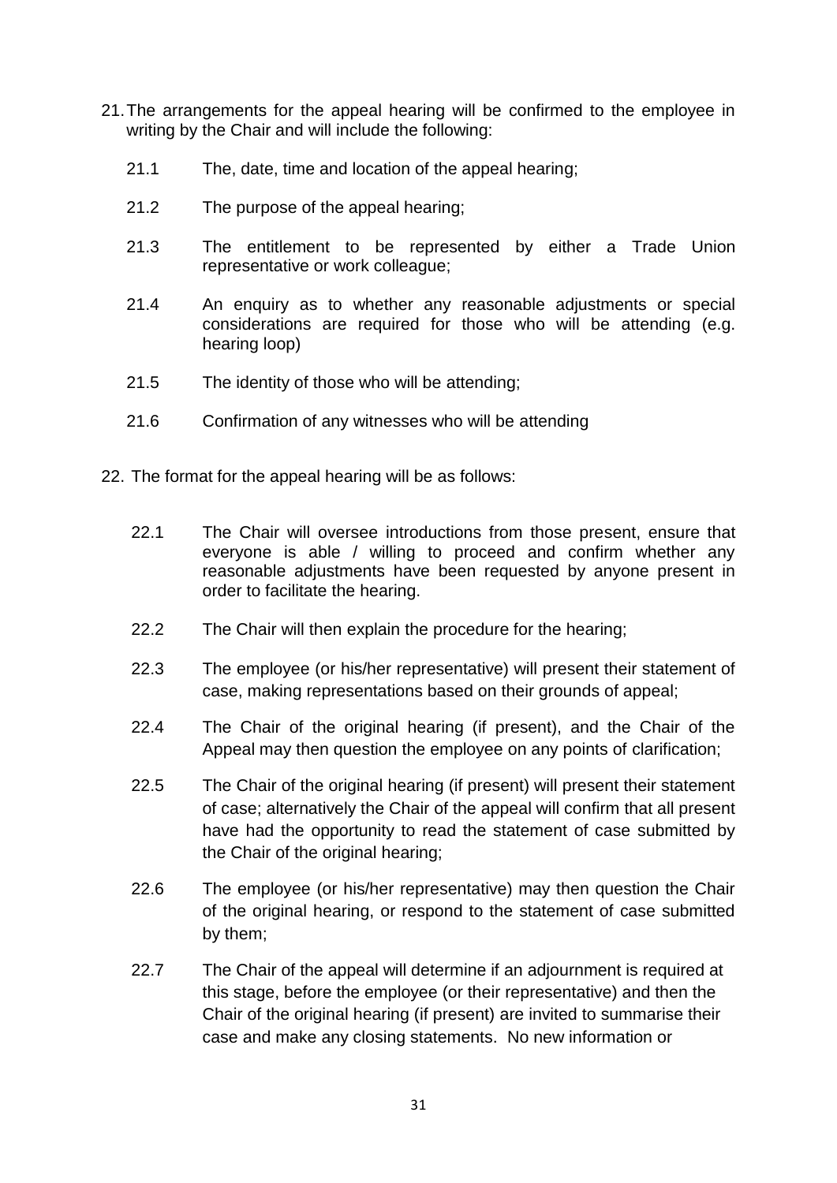21. The arrangements for the appeal hearing will be confirmed to the employee in writing by the Chair and will include the following:

    21.1 The, date, time and location of the appeal hearing;

    21.2 The purpose of the appeal hearing;

    21.3 The entitlement to be represented by either a Trade Union representative or work colleague;

    21.4 An enquiry as to whether any reasonable adjustments or special considerations are required for those who will be attending (e.g. hearing loop)

    21.5 The identity of those who will be attending;

    21.6 Confirmation of any witnesses who will be attending

22. The format for the appeal hearing will be as follows:

    22.1 The Chair will oversee introductions from those present, ensure that everyone is able / willing to proceed and confirm whether any reasonable adjustments have been requested by anyone present in order to facilitate the hearing.

    22.2 The Chair will then explain the procedure for the hearing;

    22.3 The employee (or his/her representative) will present their statement of case, making representations based on their grounds of appeal;

    22.4 The Chair of the original hearing (if present), and the Chair of the Appeal may then question the employee on any points of clarification;

    22.5 The Chair of the original hearing (if present) will present their statement of case; alternatively the Chair of the appeal will confirm that all present have had the opportunity to read the statement of case submitted by the Chair of the original hearing;

    22.6 The employee (or his/her representative) may then question the Chair of the original hearing, or respond to the statement of case submitted by them;

    22.7 The Chair of the appeal will determine if an adjournment is required at this stage, before the employee (or their representative) and then the Chair of the original hearing (if present) are invited to summarise their case and make any closing statements. No new information or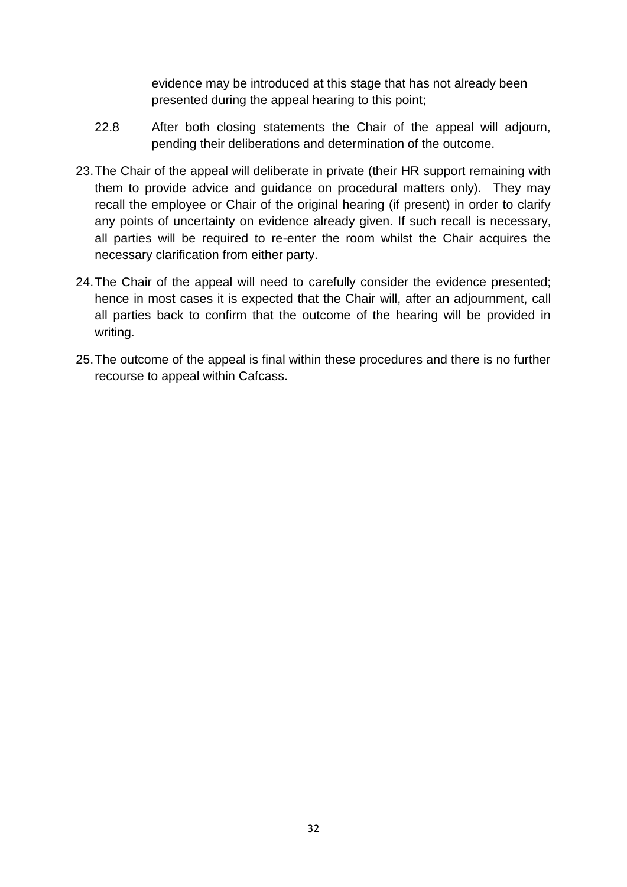evidence may be introduced at this stage that has not already been presented during the appeal hearing to this point;

22.8 After both closing statements the Chair of the appeal will adjourn, pending their deliberations and determination of the outcome.

23. The Chair of the appeal will deliberate in private (their HR support remaining with them to provide advice and guidance on procedural matters only). They may recall the employee or Chair of the original hearing (if present) in order to clarify any points of uncertainty on evidence already given. If such recall is necessary, all parties will be required to re-enter the room whilst the Chair acquires the necessary clarification from either party.

24. The Chair of the appeal will need to carefully consider the evidence presented; hence in most cases it is expected that the Chair will, after an adjournment, call all parties back to confirm that the outcome of the hearing will be provided in writing.

25. The outcome of the appeal is final within these procedures and there is no further recourse to appeal within Cafcass.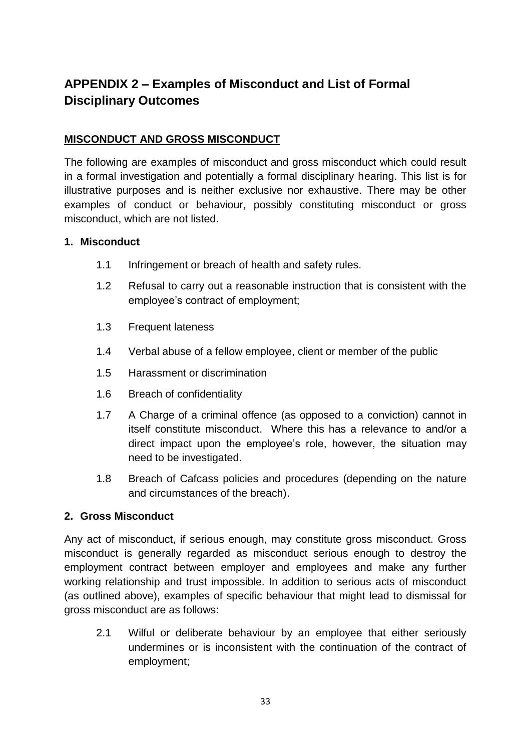# APPENDIX 2 – Examples of Misconduct and List of Formal Disciplinary Outcomes

## MISCONDUCT AND GROSS MISCONDUCT

The following are examples of misconduct and gross misconduct which could result in a formal investigation and potentially a formal disciplinary hearing. This list is for illustrative purposes and is neither exclusive nor exhaustive. There may be other examples of conduct or behaviour, possibly constituting misconduct or gross misconduct, which are not listed.

### 1. Misconduct

1.1 Infringement or breach of health and safety rules.

1.2 Refusal to carry out a reasonable instruction that is consistent with the employee's contract of employment;

1.3 Frequent lateness

1.4 Verbal abuse of a fellow employee, client or member of the public

1.5 Harassment or discrimination

1.6 Breach of confidentiality

1.7 A Charge of a criminal offence (as opposed to a conviction) cannot in itself constitute misconduct. Where this has a relevance to and/or a direct impact upon the employee's role, however, the situation may need to be investigated.

1.8 Breach of Cafcass policies and procedures (depending on the nature and circumstances of the breach).

### 2. Gross Misconduct

Any act of misconduct, if serious enough, may constitute gross misconduct. Gross misconduct is generally regarded as misconduct serious enough to destroy the employment contract between employer and employees and make any further working relationship and trust impossible. In addition to serious acts of misconduct (as outlined above), examples of specific behaviour that might lead to dismissal for gross misconduct are as follows:

2.1 Wilful or deliberate behaviour by an employee that either seriously undermines or is inconsistent with the continuation of the contract of employment;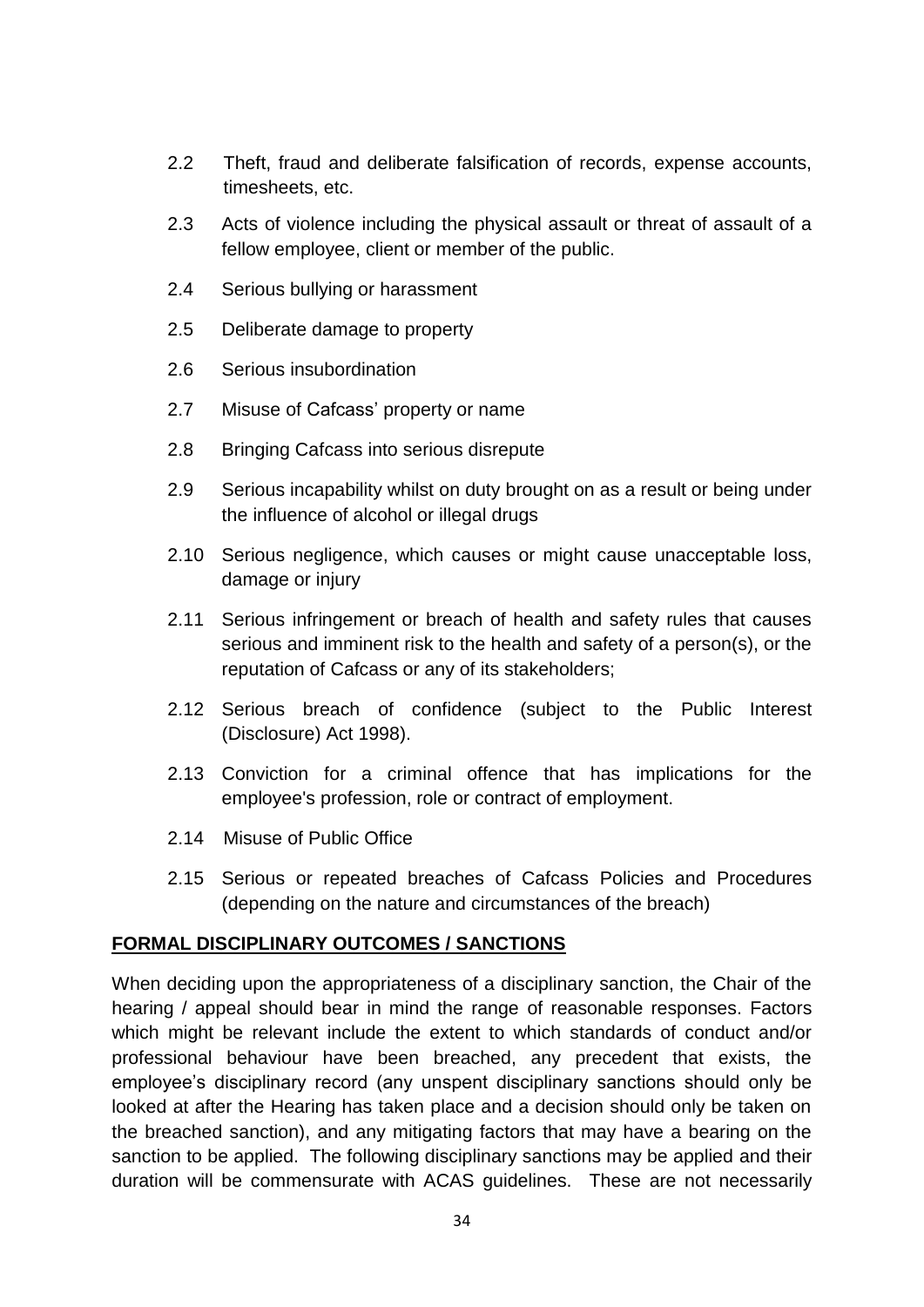2.2 Theft, fraud and deliberate falsification of records, expense accounts, timesheets, etc.

2.3 Acts of violence including the physical assault or threat of assault of a fellow employee, client or member of the public.

2.4 Serious bullying or harassment

2.5 Deliberate damage to property

2.6 Serious insubordination

2.7 Misuse of Cafcass' property or name

2.8 Bringing Cafcass into serious disrepute

2.9 Serious incapability whilst on duty brought on as a result or being under the influence of alcohol or illegal drugs

2.10 Serious negligence, which causes or might cause unacceptable loss, damage or injury

2.11 Serious infringement or breach of health and safety rules that causes serious and imminent risk to the health and safety of a person(s), or the reputation of Cafcass or any of its stakeholders;

2.12 Serious breach of confidence (subject to the Public Interest (Disclosure) Act 1998).

2.13 Conviction for a criminal offence that has implications for the employee's profession, role or contract of employment.

2.14 Misuse of Public Office

2.15 Serious or repeated breaches of Cafcass Policies and Procedures (depending on the nature and circumstances of the breach)

**FORMAL DISCIPLINARY OUTCOMES / SANCTIONS**

When deciding upon the appropriateness of a disciplinary sanction, the Chair of the hearing / appeal should bear in mind the range of reasonable responses. Factors which might be relevant include the extent to which standards of conduct and/or professional behaviour have been breached, any precedent that exists, the employee's disciplinary record (any unspent disciplinary sanctions should only be looked at after the Hearing has taken place and a decision should only be taken on the breached sanction), and any mitigating factors that may have a bearing on the sanction to be applied. The following disciplinary sanctions may be applied and their duration will be commensurate with ACAS guidelines. These are not necessarily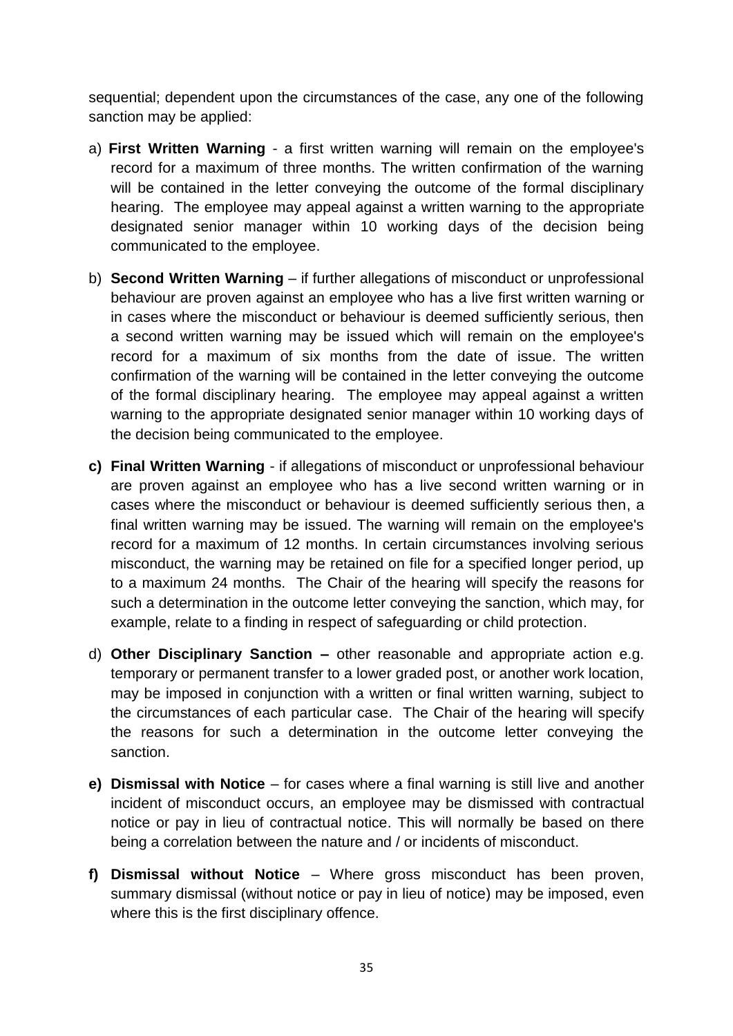sequential; dependent upon the circumstances of the case, any one of the following sanction may be applied:

a) **First Written Warning** - a first written warning will remain on the employee's record for a maximum of three months. The written confirmation of the warning will be contained in the letter conveying the outcome of the formal disciplinary hearing. The employee may appeal against a written warning to the appropriate designated senior manager within 10 working days of the decision being communicated to the employee.

b) **Second Written Warning** – if further allegations of misconduct or unprofessional behaviour are proven against an employee who has a live first written warning or in cases where the misconduct or behaviour is deemed sufficiently serious, then a second written warning may be issued which will remain on the employee's record for a maximum of six months from the date of issue. The written confirmation of the warning will be contained in the letter conveying the outcome of the formal disciplinary hearing. The employee may appeal against a written warning to the appropriate designated senior manager within 10 working days of the decision being communicated to the employee.

**c) Final Written Warning** - if allegations of misconduct or unprofessional behaviour are proven against an employee who has a live second written warning or in cases where the misconduct or behaviour is deemed sufficiently serious then, a final written warning may be issued. The warning will remain on the employee's record for a maximum of 12 months. In certain circumstances involving serious misconduct, the warning may be retained on file for a specified longer period, up to a maximum 24 months. The Chair of the hearing will specify the reasons for such a determination in the outcome letter conveying the sanction, which may, for example, relate to a finding in respect of safeguarding or child protection.

d) **Other Disciplinary Sanction –** other reasonable and appropriate action e.g. temporary or permanent transfer to a lower graded post, or another work location, may be imposed in conjunction with a written or final written warning, subject to the circumstances of each particular case. The Chair of the hearing will specify the reasons for such a determination in the outcome letter conveying the sanction.

**e) Dismissal with Notice** – for cases where a final warning is still live and another incident of misconduct occurs, an employee may be dismissed with contractual notice or pay in lieu of contractual notice. This will normally be based on there being a correlation between the nature and / or incidents of misconduct.

**f) Dismissal without Notice** – Where gross misconduct has been proven, summary dismissal (without notice or pay in lieu of notice) may be imposed, even where this is the first disciplinary offence.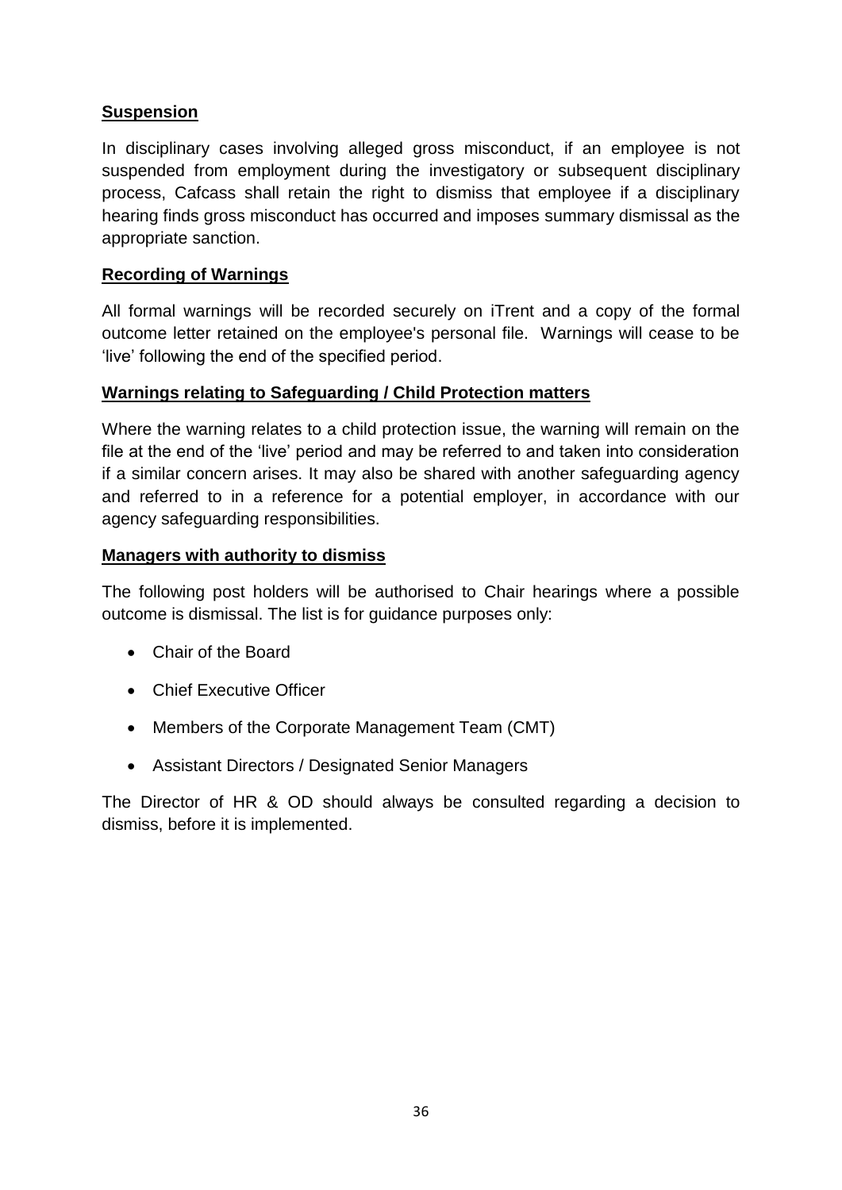**Suspension**

In disciplinary cases involving alleged gross misconduct, if an employee is not suspended from employment during the investigatory or subsequent disciplinary process, Cafcass shall retain the right to dismiss that employee if a disciplinary hearing finds gross misconduct has occurred and imposes summary dismissal as the appropriate sanction.

**Recording of Warnings**

All formal warnings will be recorded securely on iTrent and a copy of the formal outcome letter retained on the employee's personal file. Warnings will cease to be 'live' following the end of the specified period.

**Warnings relating to Safeguarding / Child Protection matters**

Where the warning relates to a child protection issue, the warning will remain on the file at the end of the 'live' period and may be referred to and taken into consideration if a similar concern arises. It may also be shared with another safeguarding agency and referred to in a reference for a potential employer, in accordance with our agency safeguarding responsibilities.

**Managers with authority to dismiss**

The following post holders will be authorised to Chair hearings where a possible outcome is dismissal. The list is for guidance purposes only:

- Chair of the Board
- Chief Executive Officer
- Members of the Corporate Management Team (CMT)
- Assistant Directors / Designated Senior Managers

The Director of HR & OD should always be consulted regarding a decision to dismiss, before it is implemented.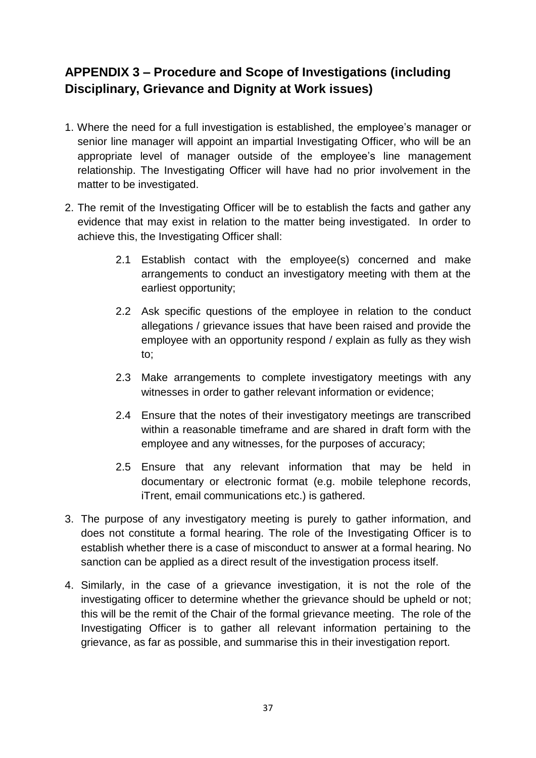## APPENDIX 3 – Procedure and Scope of Investigations (including Disciplinary, Grievance and Dignity at Work issues)

1. Where the need for a full investigation is established, the employee's manager or senior line manager will appoint an impartial Investigating Officer, who will be an appropriate level of manager outside of the employee's line management relationship. The Investigating Officer will have had no prior involvement in the matter to be investigated.

2. The remit of the Investigating Officer will be to establish the facts and gather any evidence that may exist in relation to the matter being investigated. In order to achieve this, the Investigating Officer shall:

   2.1 Establish contact with the employee(s) concerned and make arrangements to conduct an investigatory meeting with them at the earliest opportunity;

   2.2 Ask specific questions of the employee in relation to the conduct allegations / grievance issues that have been raised and provide the employee with an opportunity respond / explain as fully as they wish to;

   2.3 Make arrangements to complete investigatory meetings with any witnesses in order to gather relevant information or evidence;

   2.4 Ensure that the notes of their investigatory meetings are transcribed within a reasonable timeframe and are shared in draft form with the employee and any witnesses, for the purposes of accuracy;

   2.5 Ensure that any relevant information that may be held in documentary or electronic format (e.g. mobile telephone records, iTrent, email communications etc.) is gathered.

3. The purpose of any investigatory meeting is purely to gather information, and does not constitute a formal hearing. The role of the Investigating Officer is to establish whether there is a case of misconduct to answer at a formal hearing. No sanction can be applied as a direct result of the investigation process itself.

4. Similarly, in the case of a grievance investigation, it is not the role of the investigating officer to determine whether the grievance should be upheld or not; this will be the remit of the Chair of the formal grievance meeting. The role of the Investigating Officer is to gather all relevant information pertaining to the grievance, as far as possible, and summarise this in their investigation report.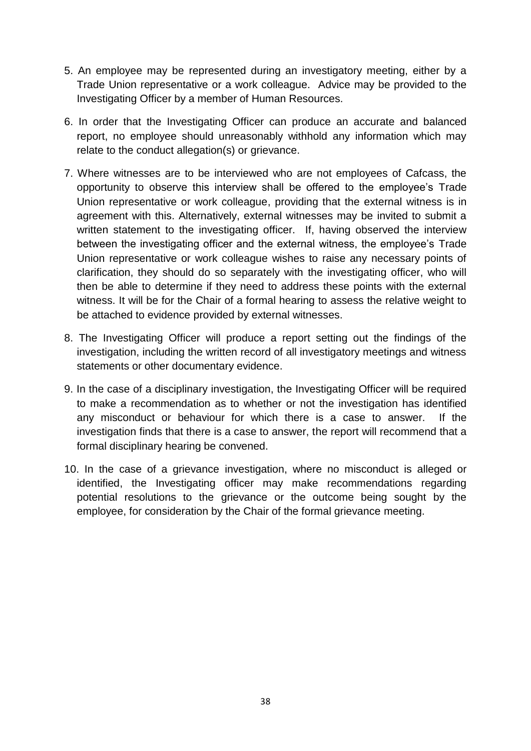5. An employee may be represented during an investigatory meeting, either by a Trade Union representative or a work colleague. Advice may be provided to the Investigating Officer by a member of Human Resources.

6. In order that the Investigating Officer can produce an accurate and balanced report, no employee should unreasonably withhold any information which may relate to the conduct allegation(s) or grievance.

7. Where witnesses are to be interviewed who are not employees of Cafcass, the opportunity to observe this interview shall be offered to the employee's Trade Union representative or work colleague, providing that the external witness is in agreement with this. Alternatively, external witnesses may be invited to submit a written statement to the investigating officer. If, having observed the interview between the investigating officer and the external witness, the employee's Trade Union representative or work colleague wishes to raise any necessary points of clarification, they should do so separately with the investigating officer, who will then be able to determine if they need to address these points with the external witness. It will be for the Chair of a formal hearing to assess the relative weight to be attached to evidence provided by external witnesses.

8. The Investigating Officer will produce a report setting out the findings of the investigation, including the written record of all investigatory meetings and witness statements or other documentary evidence.

9. In the case of a disciplinary investigation, the Investigating Officer will be required to make a recommendation as to whether or not the investigation has identified any misconduct or behaviour for which there is a case to answer. If the investigation finds that there is a case to answer, the report will recommend that a formal disciplinary hearing be convened.

10. In the case of a grievance investigation, where no misconduct is alleged or identified, the Investigating officer may make recommendations regarding potential resolutions to the grievance or the outcome being sought by the employee, for consideration by the Chair of the formal grievance meeting.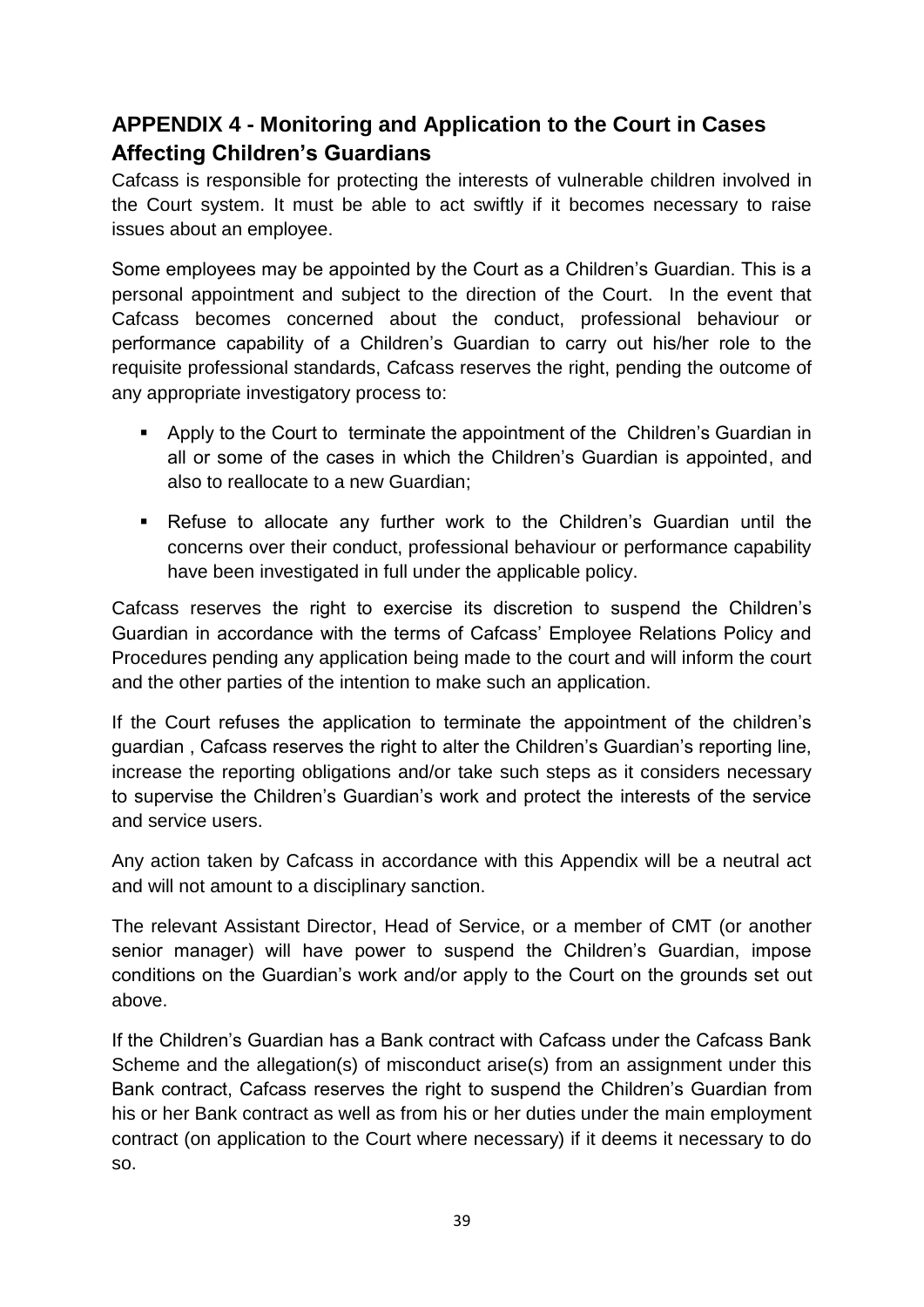## APPENDIX 4 - Monitoring and Application to the Court in Cases Affecting Children's Guardians

Cafcass is responsible for protecting the interests of vulnerable children involved in the Court system. It must be able to act swiftly if it becomes necessary to raise issues about an employee.

Some employees may be appointed by the Court as a Children's Guardian. This is a personal appointment and subject to the direction of the Court. In the event that Cafcass becomes concerned about the conduct, professional behaviour or performance capability of a Children's Guardian to carry out his/her role to the requisite professional standards, Cafcass reserves the right, pending the outcome of any appropriate investigatory process to:

- Apply to the Court to terminate the appointment of the Children's Guardian in all or some of the cases in which the Children's Guardian is appointed, and also to reallocate to a new Guardian;
- Refuse to allocate any further work to the Children's Guardian until the concerns over their conduct, professional behaviour or performance capability have been investigated in full under the applicable policy.

Cafcass reserves the right to exercise its discretion to suspend the Children's Guardian in accordance with the terms of Cafcass' Employee Relations Policy and Procedures pending any application being made to the court and will inform the court and the other parties of the intention to make such an application.

If the Court refuses the application to terminate the appointment of the children's guardian , Cafcass reserves the right to alter the Children's Guardian's reporting line, increase the reporting obligations and/or take such steps as it considers necessary to supervise the Children's Guardian's work and protect the interests of the service and service users.

Any action taken by Cafcass in accordance with this Appendix will be a neutral act and will not amount to a disciplinary sanction.

The relevant Assistant Director, Head of Service, or a member of CMT (or another senior manager) will have power to suspend the Children's Guardian, impose conditions on the Guardian's work and/or apply to the Court on the grounds set out above.

If the Children's Guardian has a Bank contract with Cafcass under the Cafcass Bank Scheme and the allegation(s) of misconduct arise(s) from an assignment under this Bank contract, Cafcass reserves the right to suspend the Children's Guardian from his or her Bank contract as well as from his or her duties under the main employment contract (on application to the Court where necessary) if it deems it necessary to do so.